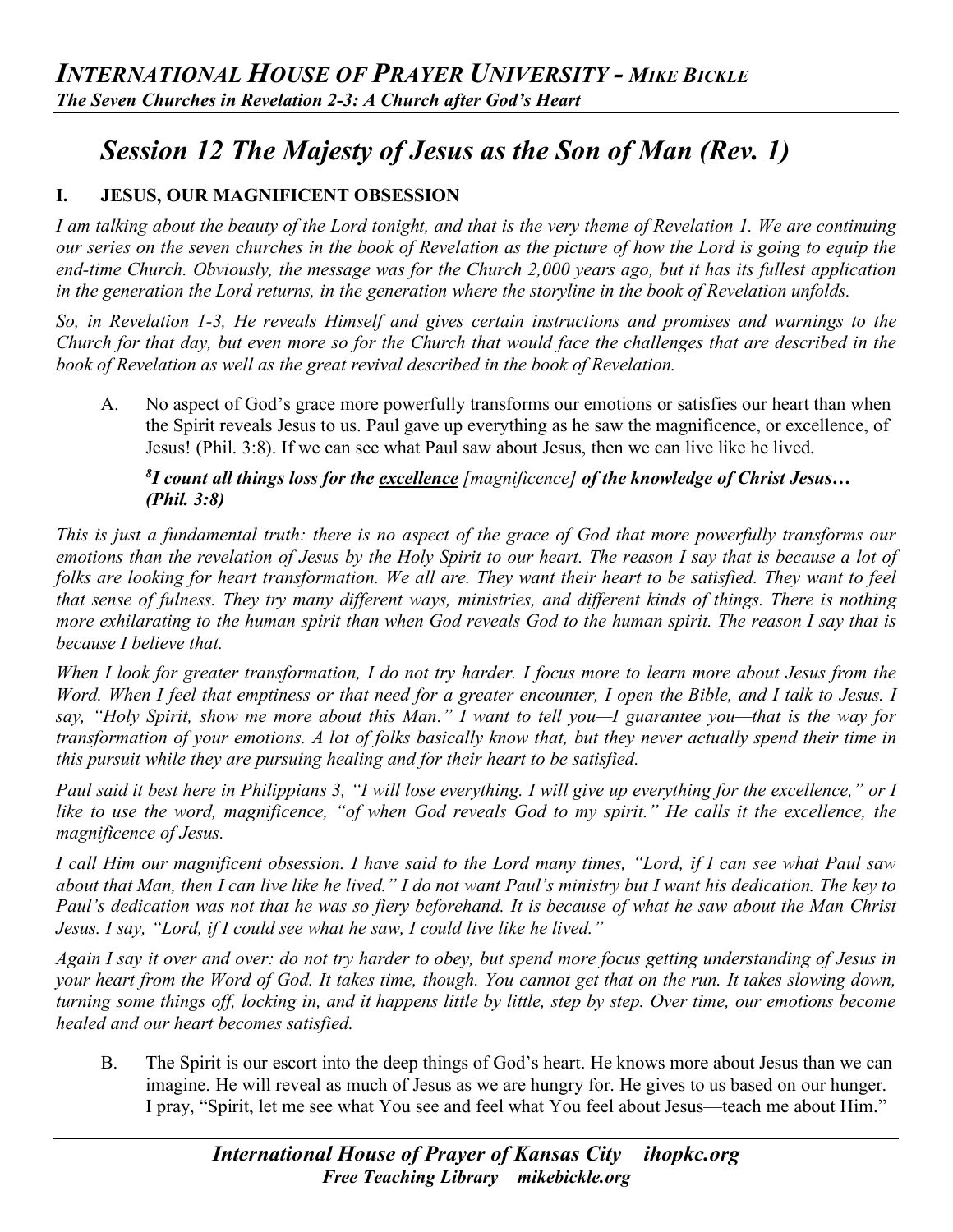## *Session 12 The Majesty of Jesus as the Son of Man (Rev. 1)*

### I. JESUS, OUR MAGNIFICENT OBSESSION

*I am talking about the beauty of the Lord tonight, and that is the very theme of Revelation 1. We are continuing our series on the seven churches in the book of Revelation as the picture of how the Lord is going to equip the end-time Church. Obviously, the message was for the Church 2,000 years ago, but it has its fullest application in the generation the Lord returns, in the generation where the storyline in the book of Revelation unfolds.*

*So, in Revelation 1-3, He reveals Himself and gives certain instructions and promises and warnings to the Church for that day, but even more so for the Church that would face the challenges that are described in the book of Revelation as well as the great revival described in the book of Revelation.*

A. No aspect of God's grace more powerfully transforms our emotions or satisfies our heart than when the Spirit reveals Jesus to us. Paul gave up everything as he saw the magnificence, or excellence, of Jesus! (Phil. 3:8). If we can see what Paul saw about Jesus, then we can live like he lived.

> ***[8]I count all things loss for the <u>excellence</u>** [magnificence] **of the knowledge of Christ Jesus… (Phil. 3:8)***

*This is just a fundamental truth: there is no aspect of the grace of God that more powerfully transforms our emotions than the revelation of Jesus by the Holy Spirit to our heart. The reason I say that is because a lot of folks are looking for heart transformation. We all are. They want their heart to be satisfied. They want to feel that sense of fulness. They try many different ways, ministries, and different kinds of things. There is nothing more exhilarating to the human spirit than when God reveals God to the human spirit. The reason I say that is because I believe that.*

*When I look for greater transformation, I do not try harder. I focus more to learn more about Jesus from the Word. When I feel that emptiness or that need for a greater encounter, I open the Bible, and I talk to Jesus. I say, "Holy Spirit, show me more about this Man." I want to tell you—I guarantee you—that is the way for transformation of your emotions. A lot of folks basically know that, but they never actually spend their time in this pursuit while they are pursuing healing and for their heart to be satisfied.*

*Paul said it best here in Philippians 3, "I will lose everything. I will give up everything for the excellence," or I like to use the word, magnificence, "of when God reveals God to my spirit." He calls it the excellence, the magnificence of Jesus.*

*I call Him our magnificent obsession. I have said to the Lord many times, "Lord, if I can see what Paul saw about that Man, then I can live like he lived." I do not want Paul's ministry but I want his dedication. The key to Paul's dedication was not that he was so fiery beforehand. It is because of what he saw about the Man Christ Jesus. I say, "Lord, if I could see what he saw, I could live like he lived."*

*Again I say it over and over: do not try harder to obey, but spend more focus getting understanding of Jesus in your heart from the Word of God. It takes time, though. You cannot get that on the run. It takes slowing down, turning some things off, locking in, and it happens little by little, step by step. Over time, our emotions become healed and our heart becomes satisfied.*

B. The Spirit is our escort into the deep things of God's heart. He knows more about Jesus than we can imagine. He will reveal as much of Jesus as we are hungry for. He gives to us based on our hunger. I pray, "Spirit, let me see what You see and feel what You feel about Jesus—teach me about Him."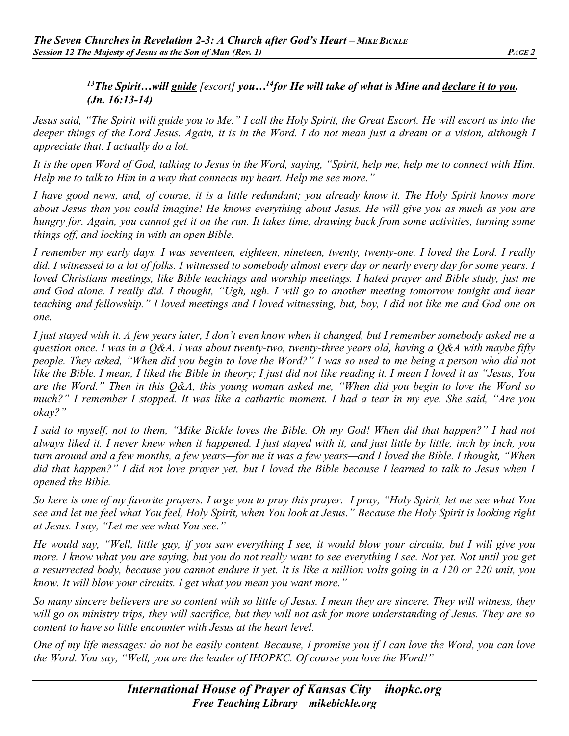***[13]The Spirit…will <u>guide</u> [escort] you…[14]for He will take of what is Mine and <u>declare it to you</u>. (Jn. 16:13-14)***

*Jesus said, "The Spirit will guide you to Me." I call the Holy Spirit, the Great Escort. He will escort us into the deeper things of the Lord Jesus. Again, it is in the Word. I do not mean just a dream or a vision, although I appreciate that. I actually do a lot.*

*It is the open Word of God, talking to Jesus in the Word, saying, "Spirit, help me, help me to connect with Him. Help me to talk to Him in a way that connects my heart. Help me see more."*

*I have good news, and, of course, it is a little redundant; you already know it. The Holy Spirit knows more about Jesus than you could imagine! He knows everything about Jesus. He will give you as much as you are hungry for. Again, you cannot get it on the run. It takes time, drawing back from some activities, turning some things off, and locking in with an open Bible.*

*I remember my early days. I was seventeen, eighteen, nineteen, twenty, twenty-one. I loved the Lord. I really did. I witnessed to a lot of folks. I witnessed to somebody almost every day or nearly every day for some years. I loved Christians meetings, like Bible teachings and worship meetings. I hated prayer and Bible study, just me and God alone. I really did. I thought, "Ugh, ugh. I will go to another meeting tomorrow tonight and hear teaching and fellowship." I loved meetings and I loved witnessing, but, boy, I did not like me and God one on one.*

*I just stayed with it. A few years later, I don't even know when it changed, but I remember somebody asked me a question once. I was in a Q&A. I was about twenty-two, twenty-three years old, having a Q&A with maybe fifty people. They asked, "When did you begin to love the Word?" I was so used to me being a person who did not like the Bible. I mean, I liked the Bible in theory; I just did not like reading it. I mean I loved it as "Jesus, You are the Word." Then in this Q&A, this young woman asked me, "When did you begin to love the Word so much?" I remember I stopped. It was like a cathartic moment. I had a tear in my eye. She said, "Are you okay?"*

*I said to myself, not to them, "Mike Bickle loves the Bible. Oh my God! When did that happen?" I had not always liked it. I never knew when it happened. I just stayed with it, and just little by little, inch by inch, you turn around and a few months, a few years—for me it was a few years—and I loved the Bible. I thought, "When did that happen?" I did not love prayer yet, but I loved the Bible because I learned to talk to Jesus when I opened the Bible.*

*So here is one of my favorite prayers. I urge you to pray this prayer. I pray, "Holy Spirit, let me see what You see and let me feel what You feel, Holy Spirit, when You look at Jesus." Because the Holy Spirit is looking right at Jesus. I say, "Let me see what You see."*

*He would say, "Well, little guy, if you saw everything I see, it would blow your circuits, but I will give you more. I know what you are saying, but you do not really want to see everything I see. Not yet. Not until you get a resurrected body, because you cannot endure it yet. It is like a million volts going in a 120 or 220 unit, you know. It will blow your circuits. I get what you mean you want more."*

*So many sincere believers are so content with so little of Jesus. I mean they are sincere. They will witness, they will go on ministry trips, they will sacrifice, but they will not ask for more understanding of Jesus. They are so content to have so little encounter with Jesus at the heart level.*

*One of my life messages: do not be easily content. Because, I promise you if I can love the Word, you can love the Word. You say, "Well, you are the leader of IHOPKC. Of course you love the Word!"*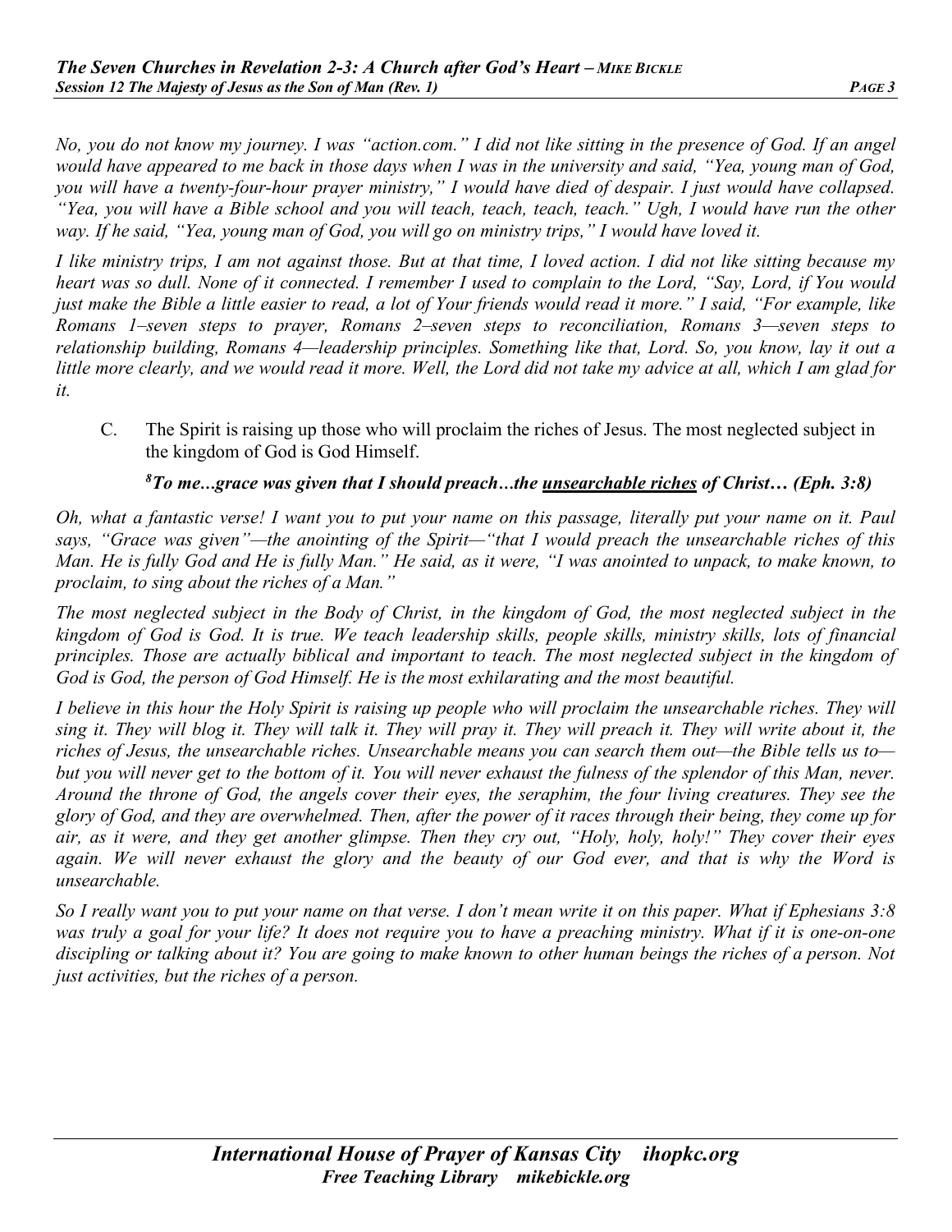*No, you do not know my journey. I was "action.com." I did not like sitting in the presence of God. If an angel would have appeared to me back in those days when I was in the university and said, "Yea, young man of God, you will have a twenty-four-hour prayer ministry," I would have died of despair. I just would have collapsed. "Yea, you will have a Bible school and you will teach, teach, teach, teach." Ugh, I would have run the other way. If he said, "Yea, young man of God, you will go on ministry trips," I would have loved it.*

*I like ministry trips, I am not against those. But at that time, I loved action. I did not like sitting because my heart was so dull. None of it connected. I remember I used to complain to the Lord, "Say, Lord, if You would just make the Bible a little easier to read, a lot of Your friends would read it more." I said, "For example, like Romans 1–seven steps to prayer, Romans 2–seven steps to reconciliation, Romans 3—seven steps to relationship building, Romans 4—leadership principles. Something like that, Lord. So, you know, lay it out a little more clearly, and we would read it more. Well, the Lord did not take my advice at all, which I am glad for it.*

C. The Spirit is raising up those who will proclaim the riches of Jesus. The most neglected subject in the kingdom of God is God Himself.

***[8]To me…grace was given that I should preach…the <u>unsearchable riches</u> of Christ… (Eph. 3:8)***

*Oh, what a fantastic verse! I want you to put your name on this passage, literally put your name on it. Paul says, "Grace was given"—the anointing of the Spirit—"that I would preach the unsearchable riches of this Man. He is fully God and He is fully Man." He said, as it were, "I was anointed to unpack, to make known, to proclaim, to sing about the riches of a Man."*

*The most neglected subject in the Body of Christ, in the kingdom of God, the most neglected subject in the kingdom of God is God. It is true. We teach leadership skills, people skills, ministry skills, lots of financial principles. Those are actually biblical and important to teach. The most neglected subject in the kingdom of God is God, the person of God Himself. He is the most exhilarating and the most beautiful.*

*I believe in this hour the Holy Spirit is raising up people who will proclaim the unsearchable riches. They will sing it. They will blog it. They will talk it. They will pray it. They will preach it. They will write about it, the riches of Jesus, the unsearchable riches. Unsearchable means you can search them out—the Bible tells us to—but you will never get to the bottom of it. You will never exhaust the fulness of the splendor of this Man, never. Around the throne of God, the angels cover their eyes, the seraphim, the four living creatures. They see the glory of God, and they are overwhelmed. Then, after the power of it races through their being, they come up for air, as it were, and they get another glimpse. Then they cry out, "Holy, holy, holy!" They cover their eyes again. We will never exhaust the glory and the beauty of our God ever, and that is why the Word is unsearchable.*

*So I really want you to put your name on that verse. I don't mean write it on this paper. What if Ephesians 3:8 was truly a goal for your life? It does not require you to have a preaching ministry. What if it is one-on-one discipling or talking about it? You are going to make known to other human beings the riches of a person. Not just activities, but the riches of a person.*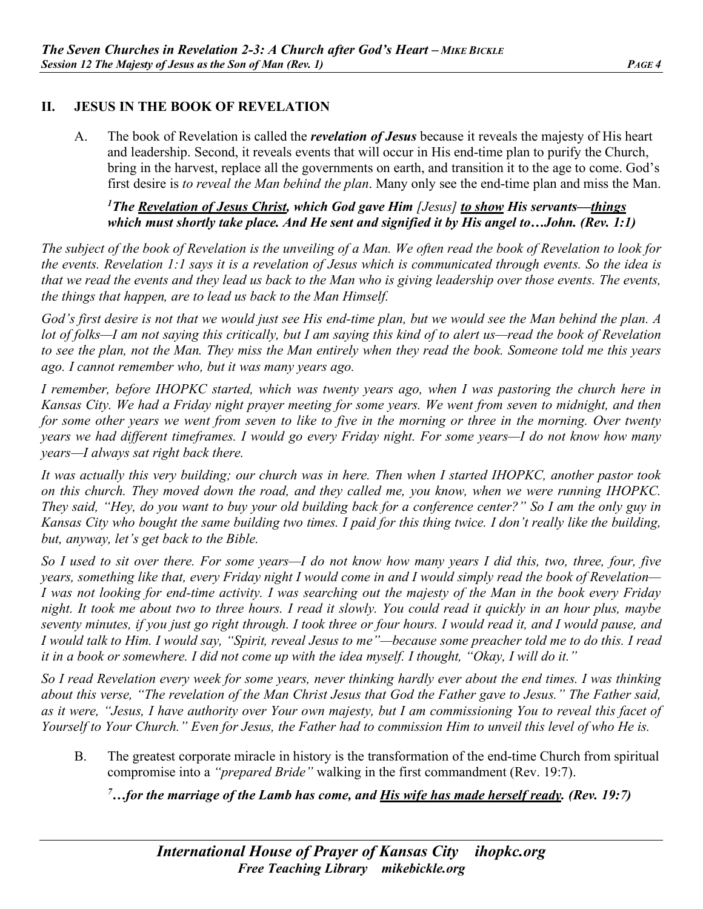## II. JESUS IN THE BOOK OF REVELATION

A. The book of Revelation is called the ***revelation of Jesus*** because it reveals the majesty of His heart and leadership. Second, it reveals events that will occur in His end-time plan to purify the Church, bring in the harvest, replace all the governments on earth, and transition it to the age to come. God's first desire is *to reveal the Man behind the plan*. Many only see the end-time plan and miss the Man.

***[1]The <u>Revelation of Jesus Christ</u>, which God gave Him** [Jesus] **<u>to show</u> His servants—<u>things</u> which must shortly take place. And He sent and signified it by His angel to…John. (Rev. 1:1)***

*The subject of the book of Revelation is the unveiling of a Man. We often read the book of Revelation to look for the events. Revelation 1:1 says it is a revelation of Jesus which is communicated through events. So the idea is that we read the events and they lead us back to the Man who is giving leadership over those events. The events, the things that happen, are to lead us back to the Man Himself.*

*God's first desire is not that we would just see His end-time plan, but we would see the Man behind the plan. A lot of folks—I am not saying this critically, but I am saying this kind of to alert us—read the book of Revelation to see the plan, not the Man. They miss the Man entirely when they read the book. Someone told me this years ago. I cannot remember who, but it was many years ago.*

*I remember, before IHOPKC started, which was twenty years ago, when I was pastoring the church here in Kansas City. We had a Friday night prayer meeting for some years. We went from seven to midnight, and then for some other years we went from seven to like to five in the morning or three in the morning. Over twenty years we had different timeframes. I would go every Friday night. For some years—I do not know how many years—I always sat right back there.*

*It was actually this very building; our church was in here. Then when I started IHOPKC, another pastor took on this church. They moved down the road, and they called me, you know, when we were running IHOPKC. They said, "Hey, do you want to buy your old building back for a conference center?" So I am the only guy in Kansas City who bought the same building two times. I paid for this thing twice. I don't really like the building, but, anyway, let's get back to the Bible.*

*So I used to sit over there. For some years—I do not know how many years I did this, two, three, four, five years, something like that, every Friday night I would come in and I would simply read the book of Revelation—I was not looking for end-time activity. I was searching out the majesty of the Man in the book every Friday night. It took me about two to three hours. I read it slowly. You could read it quickly in an hour plus, maybe seventy minutes, if you just go right through. I took three or four hours. I would read it, and I would pause, and I would talk to Him. I would say, "Spirit, reveal Jesus to me"—because some preacher told me to do this. I read it in a book or somewhere. I did not come up with the idea myself. I thought, "Okay, I will do it."*

*So I read Revelation every week for some years, never thinking hardly ever about the end times. I was thinking about this verse, "The revelation of the Man Christ Jesus that God the Father gave to Jesus." The Father said, as it were, "Jesus, I have authority over Your own majesty, but I am commissioning You to reveal this facet of Yourself to Your Church." Even for Jesus, the Father had to commission Him to unveil this level of who He is.*

B. The greatest corporate miracle in history is the transformation of the end-time Church from spiritual compromise into a *"prepared Bride"* walking in the first commandment (Rev. 19:7).

***[7]…for the marriage of the Lamb has come, and <u>His wife has made herself ready</u>. (Rev. 19:7)***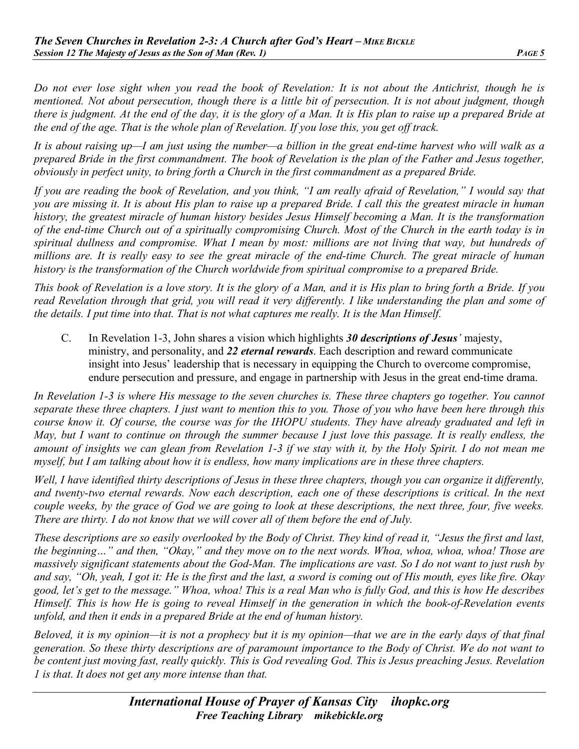*Do not ever lose sight when you read the book of Revelation: It is not about the Antichrist, though he is mentioned. Not about persecution, though there is a little bit of persecution. It is not about judgment, though there is judgment. At the end of the day, it is the glory of a Man. It is His plan to raise up a prepared Bride at the end of the age. That is the whole plan of Revelation. If you lose this, you get off track.*

*It is about raising up—I am just using the number—a billion in the great end-time harvest who will walk as a prepared Bride in the first commandment. The book of Revelation is the plan of the Father and Jesus together, obviously in perfect unity, to bring forth a Church in the first commandment as a prepared Bride.*

*If you are reading the book of Revelation, and you think, "I am really afraid of Revelation," I would say that you are missing it. It is about His plan to raise up a prepared Bride. I call this the greatest miracle in human history, the greatest miracle of human history besides Jesus Himself becoming a Man. It is the transformation of the end-time Church out of a spiritually compromising Church. Most of the Church in the earth today is in spiritual dullness and compromise. What I mean by most: millions are not living that way, but hundreds of millions are. It is really easy to see the great miracle of the end-time Church. The great miracle of human history is the transformation of the Church worldwide from spiritual compromise to a prepared Bride.*

*This book of Revelation is a love story. It is the glory of a Man, and it is His plan to bring forth a Bride. If you read Revelation through that grid, you will read it very differently. I like understanding the plan and some of the details. I put time into that. That is not what captures me really. It is the Man Himself.*

C. In Revelation 1-3, John shares a vision which highlights ***30 descriptions of Jesus'*** majesty, ministry, and personality, and ***22 eternal rewards***. Each description and reward communicate insight into Jesus' leadership that is necessary in equipping the Church to overcome compromise, endure persecution and pressure, and engage in partnership with Jesus in the great end-time drama.

*In Revelation 1-3 is where His message to the seven churches is. These three chapters go together. You cannot separate these three chapters. I just want to mention this to you. Those of you who have been here through this course know it. Of course, the course was for the IHOPU students. They have already graduated and left in May, but I want to continue on through the summer because I just love this passage. It is really endless, the amount of insights we can glean from Revelation 1-3 if we stay with it, by the Holy Spirit. I do not mean me myself, but I am talking about how it is endless, how many implications are in these three chapters.*

*Well, I have identified thirty descriptions of Jesus in these three chapters, though you can organize it differently, and twenty-two eternal rewards. Now each description, each one of these descriptions is critical. In the next couple weeks, by the grace of God we are going to look at these descriptions, the next three, four, five weeks. There are thirty. I do not know that we will cover all of them before the end of July.*

*These descriptions are so easily overlooked by the Body of Christ. They kind of read it, "Jesus the first and last, the beginning…" and then, "Okay," and they move on to the next words. Whoa, whoa, whoa, whoa! Those are massively significant statements about the God-Man. The implications are vast. So I do not want to just rush by and say, "Oh, yeah, I got it: He is the first and the last, a sword is coming out of His mouth, eyes like fire. Okay good, let's get to the message." Whoa, whoa! This is a real Man who is fully God, and this is how He describes Himself. This is how He is going to reveal Himself in the generation in which the book-of-Revelation events unfold, and then it ends in a prepared Bride at the end of human history.*

*Beloved, it is my opinion—it is not a prophecy but it is my opinion—that we are in the early days of that final generation. So these thirty descriptions are of paramount importance to the Body of Christ. We do not want to be content just moving fast, really quickly. This is God revealing God. This is Jesus preaching Jesus. Revelation 1 is that. It does not get any more intense than that.*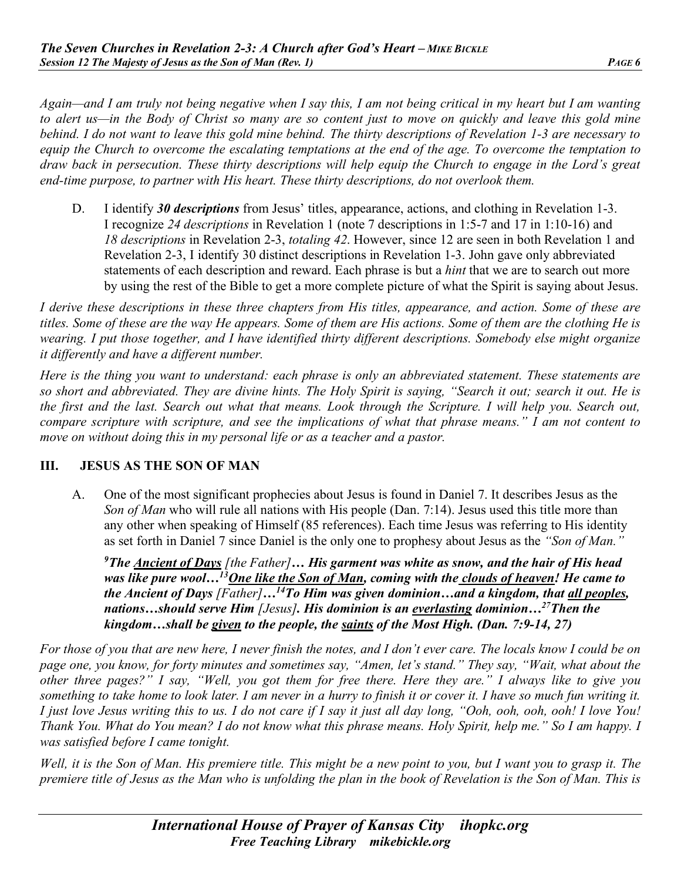*Again—and I am truly not being negative when I say this, I am not being critical in my heart but I am wanting to alert us—in the Body of Christ so many are so content just to move on quickly and leave this gold mine behind. I do not want to leave this gold mine behind. The thirty descriptions of Revelation 1-3 are necessary to equip the Church to overcome the escalating temptations at the end of the age. To overcome the temptation to draw back in persecution. These thirty descriptions will help equip the Church to engage in the Lord's great end-time purpose, to partner with His heart. These thirty descriptions, do not overlook them.*

D. I identify ***30 descriptions*** from Jesus' titles, appearance, actions, and clothing in Revelation 1-3. I recognize *24 descriptions* in Revelation 1 (note 7 descriptions in 1:5-7 and 17 in 1:10-16) and *18 descriptions* in Revelation 2-3, *totaling 42*. However, since 12 are seen in both Revelation 1 and Revelation 2-3, I identify 30 distinct descriptions in Revelation 1-3. John gave only abbreviated statements of each description and reward. Each phrase is but a *hint* that we are to search out more by using the rest of the Bible to get a more complete picture of what the Spirit is saying about Jesus.

*I derive these descriptions in these three chapters from His titles, appearance, and action. Some of these are titles. Some of these are the way He appears. Some of them are His actions. Some of them are the clothing He is wearing. I put those together, and I have identified thirty different descriptions. Somebody else might organize it differently and have a different number.*

*Here is the thing you want to understand: each phrase is only an abbreviated statement. These statements are so short and abbreviated. They are divine hints. The Holy Spirit is saying, "Search it out; search it out. He is the first and the last. Search out what that means. Look through the Scripture. I will help you. Search out, compare scripture with scripture, and see the implications of what that phrase means." I am not content to move on without doing this in my personal life or as a teacher and a pastor.*

## III. JESUS AS THE SON OF MAN

A. One of the most significant prophecies about Jesus is found in Daniel 7. It describes Jesus as the *Son of Man* who will rule all nations with His people (Dan. 7:14). Jesus used this title more than any other when speaking of Himself (85 references). Each time Jesus was referring to His identity as set forth in Daniel 7 since Daniel is the only one to prophesy about Jesus as the *"Son of Man."*

***[9]The Ancient of Days** [the Father]**… His garment was white as snow, and the hair of His head was like pure wool…[13]One like the Son of Man, coming with the clouds of heaven! He came to the Ancient of Days** [Father]**…[14]To Him was given dominion…and a kingdom, that all peoples, nations…should serve Him** [Jesus]**. His dominion is an everlasting dominion…[27]Then the kingdom…shall be given to the people, the saints of the Most High. (Dan. 7:9-14, 27)***

*For those of you that are new here, I never finish the notes, and I don't ever care. The locals know I could be on page one, you know, for forty minutes and sometimes say, "Amen, let's stand." They say, "Wait, what about the other three pages?" I say, "Well, you got them for free there. Here they are." I always like to give you something to take home to look later. I am never in a hurry to finish it or cover it. I have so much fun writing it. I just love Jesus writing this to us. I do not care if I say it just all day long, "Ooh, ooh, ooh, ooh! I love You! Thank You. What do You mean? I do not know what this phrase means. Holy Spirit, help me." So I am happy. I was satisfied before I came tonight.*

*Well, it is the Son of Man. His premiere title. This might be a new point to you, but I want you to grasp it. The premiere title of Jesus as the Man who is unfolding the plan in the book of Revelation is the Son of Man. This is*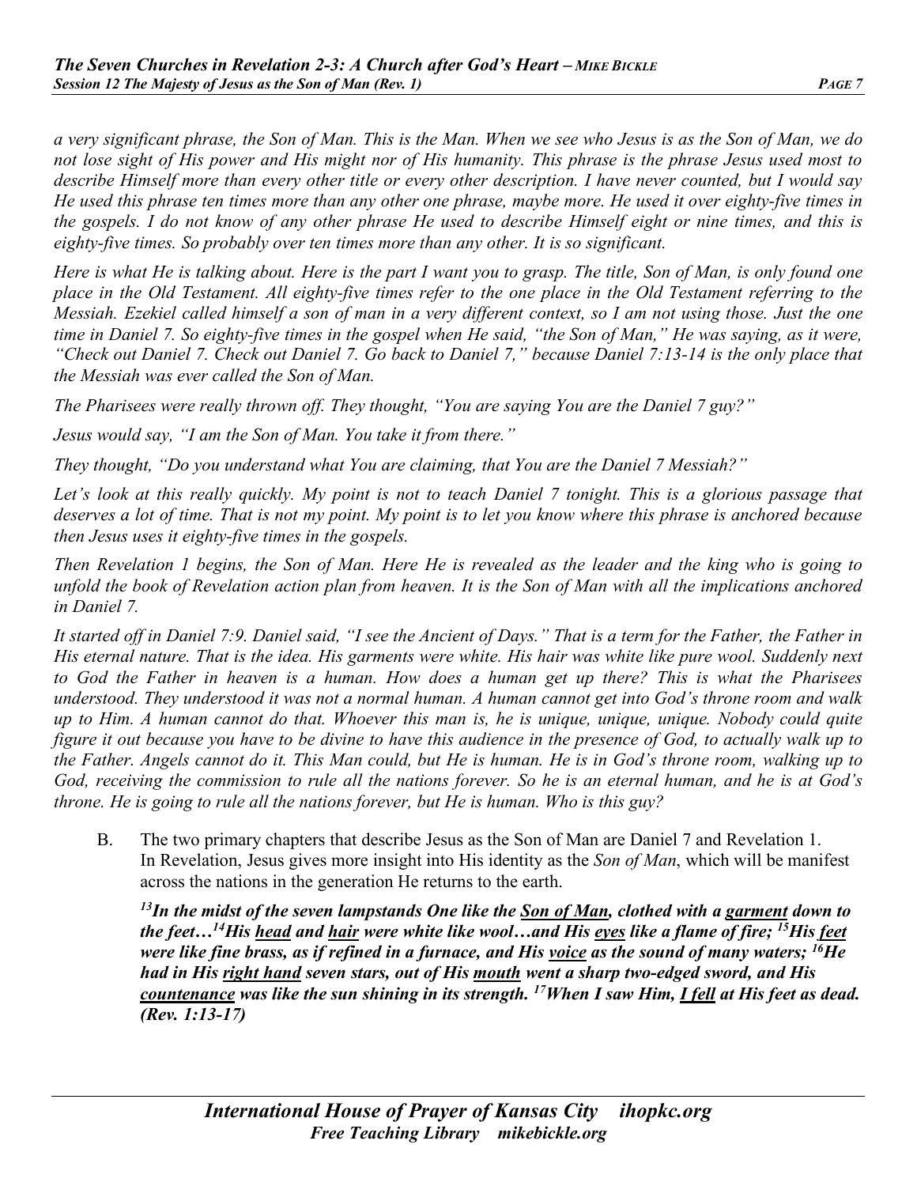*a very significant phrase, the Son of Man. This is the Man. When we see who Jesus is as the Son of Man, we do not lose sight of His power and His might nor of His humanity. This phrase is the phrase Jesus used most to describe Himself more than every other title or every other description. I have never counted, but I would say He used this phrase ten times more than any other one phrase, maybe more. He used it over eighty-five times in the gospels. I do not know of any other phrase He used to describe Himself eight or nine times, and this is eighty-five times. So probably over ten times more than any other. It is so significant.*

*Here is what He is talking about. Here is the part I want you to grasp. The title, Son of Man, is only found one place in the Old Testament. All eighty-five times refer to the one place in the Old Testament referring to the Messiah. Ezekiel called himself a son of man in a very different context, so I am not using those. Just the one time in Daniel 7. So eighty-five times in the gospel when He said, "the Son of Man," He was saying, as it were, "Check out Daniel 7. Check out Daniel 7. Go back to Daniel 7," because Daniel 7:13-14 is the only place that the Messiah was ever called the Son of Man.*

*The Pharisees were really thrown off. They thought, "You are saying You are the Daniel 7 guy?"*

*Jesus would say, "I am the Son of Man. You take it from there."*

*They thought, "Do you understand what You are claiming, that You are the Daniel 7 Messiah?"*

*Let's look at this really quickly. My point is not to teach Daniel 7 tonight. This is a glorious passage that deserves a lot of time. That is not my point. My point is to let you know where this phrase is anchored because then Jesus uses it eighty-five times in the gospels.*

*Then Revelation 1 begins, the Son of Man. Here He is revealed as the leader and the king who is going to unfold the book of Revelation action plan from heaven. It is the Son of Man with all the implications anchored in Daniel 7.*

*It started off in Daniel 7:9. Daniel said, "I see the Ancient of Days." That is a term for the Father, the Father in His eternal nature. That is the idea. His garments were white. His hair was white like pure wool. Suddenly next to God the Father in heaven is a human. How does a human get up there? This is what the Pharisees understood. They understood it was not a normal human. A human cannot get into God's throne room and walk up to Him. A human cannot do that. Whoever this man is, he is unique, unique, unique. Nobody could quite figure it out because you have to be divine to have this audience in the presence of God, to actually walk up to the Father. Angels cannot do it. This Man could, but He is human. He is in God's throne room, walking up to God, receiving the commission to rule all the nations forever. So he is an eternal human, and he is at God's throne. He is going to rule all the nations forever, but He is human. Who is this guy?*

B. The two primary chapters that describe Jesus as the Son of Man are Daniel 7 and Revelation 1. In Revelation, Jesus gives more insight into His identity as the *Son of Man*, which will be manifest across the nations in the generation He returns to the earth.

***[13]In the midst of the seven lampstands One like the <u>Son of Man</u>, clothed with a <u>garment</u> down to the feet…[14]His <u>head</u> and <u>hair</u> were white like wool…and His <u>eyes</u> like a flame of fire; [15]His <u>feet</u> were like fine brass, as if refined in a furnace, and His <u>voice</u> as the sound of many waters; [16]He had in His <u>right hand</u> seven stars, out of His <u>mouth</u> went a sharp two-edged sword, and His <u>countenance</u> was like the sun shining in its strength. [17]When I saw Him, <u>I fell</u> at His feet as dead. (Rev. 1:13-17)***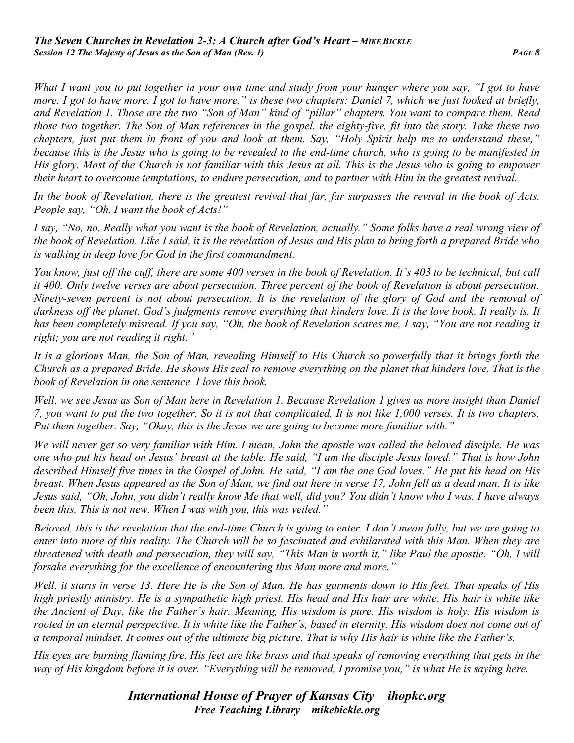*What I want you to put together in your own time and study from your hunger where you say, "I got to have more. I got to have more. I got to have more," is these two chapters: Daniel 7, which we just looked at briefly, and Revelation 1. Those are the two "Son of Man" kind of "pillar" chapters. You want to compare them. Read those two together. The Son of Man references in the gospel, the eighty-five, fit into the story. Take these two chapters, just put them in front of you and look at them. Say, "Holy Spirit help me to understand these," because this is the Jesus who is going to be revealed to the end-time church, who is going to be manifested in His glory. Most of the Church is not familiar with this Jesus at all. This is the Jesus who is going to empower their heart to overcome temptations, to endure persecution, and to partner with Him in the greatest revival.*

*In the book of Revelation, there is the greatest revival that far, far surpasses the revival in the book of Acts. People say, "Oh, I want the book of Acts!"*

*I say, "No, no. Really what you want is the book of Revelation, actually." Some folks have a real wrong view of the book of Revelation. Like I said, it is the revelation of Jesus and His plan to bring forth a prepared Bride who is walking in deep love for God in the first commandment.*

*You know, just off the cuff, there are some 400 verses in the book of Revelation. It's 403 to be technical, but call it 400. Only twelve verses are about persecution. Three percent of the book of Revelation is about persecution. Ninety-seven percent is not about persecution. It is the revelation of the glory of God and the removal of darkness off the planet. God's judgments remove everything that hinders love. It is the love book. It really is. It has been completely misread. If you say, "Oh, the book of Revelation scares me, I say, "You are not reading it right; you are not reading it right."*

*It is a glorious Man, the Son of Man, revealing Himself to His Church so powerfully that it brings forth the Church as a prepared Bride. He shows His zeal to remove everything on the planet that hinders love. That is the book of Revelation in one sentence. I love this book.*

*Well, we see Jesus as Son of Man here in Revelation 1. Because Revelation 1 gives us more insight than Daniel 7, you want to put the two together. So it is not that complicated. It is not like 1,000 verses. It is two chapters. Put them together. Say, "Okay, this is the Jesus we are going to become more familiar with."*

*We will never get so very familiar with Him. I mean, John the apostle was called the beloved disciple. He was one who put his head on Jesus' breast at the table. He said, "I am the disciple Jesus loved." That is how John described Himself five times in the Gospel of John. He said, "I am the one God loves." He put his head on His breast. When Jesus appeared as the Son of Man, we find out here in verse 17, John fell as a dead man. It is like Jesus said, "Oh, John, you didn't really know Me that well, did you? You didn't know who I was. I have always been this. This is not new. When I was with you, this was veiled."*

*Beloved, this is the revelation that the end-time Church is going to enter. I don't mean fully, but we are going to enter into more of this reality. The Church will be so fascinated and exhilarated with this Man. When they are threatened with death and persecution, they will say, "This Man is worth it," like Paul the apostle. "Oh, I will forsake everything for the excellence of encountering this Man more and more."*

*Well, it starts in verse 13. Here He is the Son of Man. He has garments down to His feet. That speaks of His high priestly ministry. He is a sympathetic high priest. His head and His hair are white. His hair is white like the Ancient of Day, like the Father's hair. Meaning, His wisdom is pure. His wisdom is holy. His wisdom is rooted in an eternal perspective. It is white like the Father's, based in eternity. His wisdom does not come out of a temporal mindset. It comes out of the ultimate big picture. That is why His hair is white like the Father's.*

*His eyes are burning flaming fire. His feet are like brass and that speaks of removing everything that gets in the way of His kingdom before it is over. "Everything will be removed, I promise you," is what He is saying here.*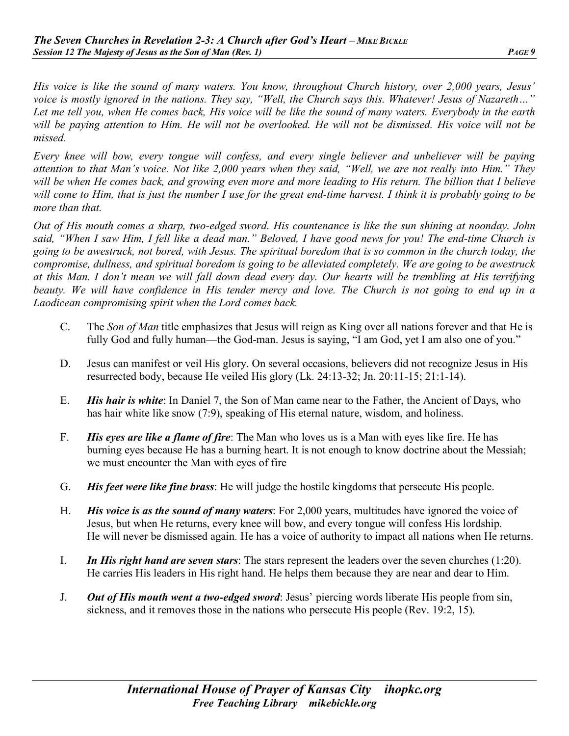*His voice is like the sound of many waters. You know, throughout Church history, over 2,000 years, Jesus' voice is mostly ignored in the nations. They say, "Well, the Church says this. Whatever! Jesus of Nazareth…" Let me tell you, when He comes back, His voice will be like the sound of many waters. Everybody in the earth will be paying attention to Him. He will not be overlooked. He will not be dismissed. His voice will not be missed.*

*Every knee will bow, every tongue will confess, and every single believer and unbeliever will be paying attention to that Man's voice. Not like 2,000 years when they said, "Well, we are not really into Him." They will be when He comes back, and growing even more and more leading to His return. The billion that I believe will come to Him, that is just the number I use for the great end-time harvest. I think it is probably going to be more than that.*

*Out of His mouth comes a sharp, two-edged sword. His countenance is like the sun shining at noonday. John said, "When I saw Him, I fell like a dead man." Beloved, I have good news for you! The end-time Church is going to be awestruck, not bored, with Jesus. The spiritual boredom that is so common in the church today, the compromise, dullness, and spiritual boredom is going to be alleviated completely. We are going to be awestruck at this Man. I don't mean we will fall down dead every day. Our hearts will be trembling at His terrifying beauty. We will have confidence in His tender mercy and love. The Church is not going to end up in a Laodicean compromising spirit when the Lord comes back.*

C. The *Son of Man* title emphasizes that Jesus will reign as King over all nations forever and that He is fully God and fully human—the God-man. Jesus is saying, "I am God, yet I am also one of you."

D. Jesus can manifest or veil His glory. On several occasions, believers did not recognize Jesus in His resurrected body, because He veiled His glory (Lk. 24:13-32; Jn. 20:11-15; 21:1-14).

E. ***His hair is white***: In Daniel 7, the Son of Man came near to the Father, the Ancient of Days, who has hair white like snow (7:9), speaking of His eternal nature, wisdom, and holiness.

F. ***His eyes are like a flame of fire***: The Man who loves us is a Man with eyes like fire. He has burning eyes because He has a burning heart. It is not enough to know doctrine about the Messiah; we must encounter the Man with eyes of fire

G. ***His feet were like fine brass***: He will judge the hostile kingdoms that persecute His people.

H. ***His voice is as the sound of many waters***: For 2,000 years, multitudes have ignored the voice of Jesus, but when He returns, every knee will bow, and every tongue will confess His lordship. He will never be dismissed again. He has a voice of authority to impact all nations when He returns.

I. ***In His right hand are seven stars***: The stars represent the leaders over the seven churches (1:20). He carries His leaders in His right hand. He helps them because they are near and dear to Him.

J. ***Out of His mouth went a two-edged sword***: Jesus' piercing words liberate His people from sin, sickness, and it removes those in the nations who persecute His people (Rev. 19:2, 15).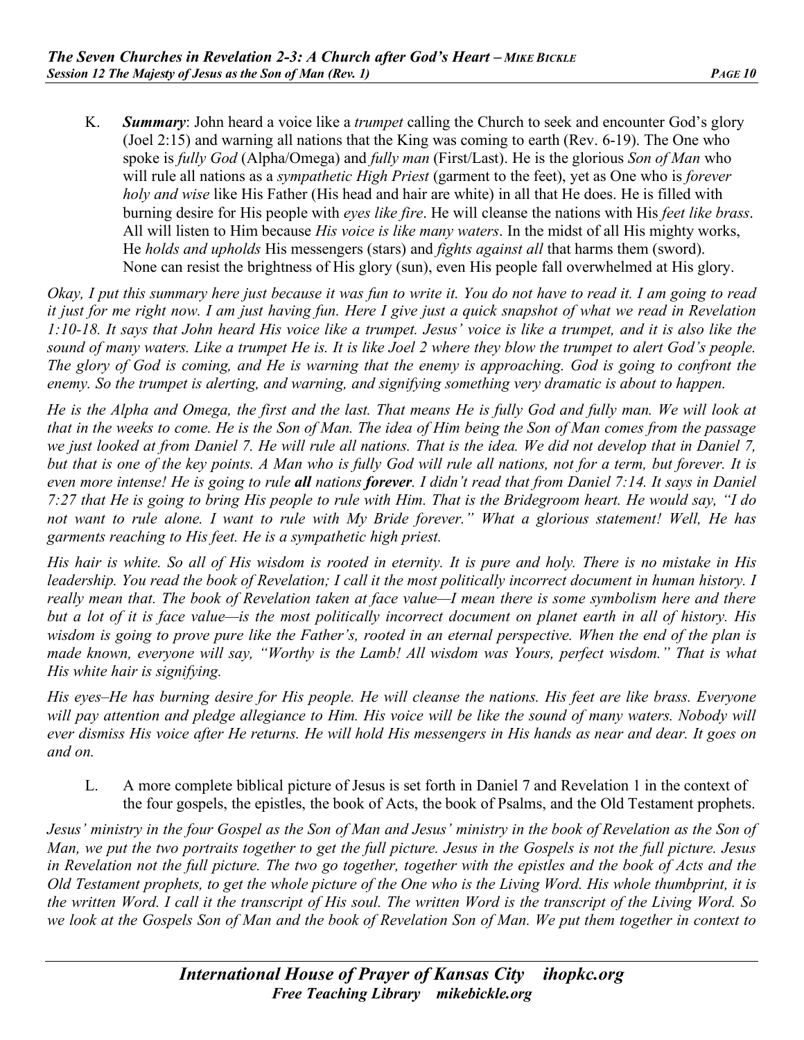K. ***Summary***: John heard a voice like a *trumpet* calling the Church to seek and encounter God's glory (Joel 2:15) and warning all nations that the King was coming to earth (Rev. 6-19). The One who spoke is *fully God* (Alpha/Omega) and *fully man* (First/Last). He is the glorious *Son of Man* who will rule all nations as a *sympathetic High Priest* (garment to the feet), yet as One who is *forever holy and wise* like His Father (His head and hair are white) in all that He does. He is filled with burning desire for His people with *eyes like fire*. He will cleanse the nations with His *feet like brass*. All will listen to Him because *His voice is like many waters*. In the midst of all His mighty works, He *holds and upholds* His messengers (stars) and *fights against all* that harms them (sword). None can resist the brightness of His glory (sun), even His people fall overwhelmed at His glory.

*Okay, I put this summary here just because it was fun to write it. You do not have to read it. I am going to read it just for me right now. I am just having fun. Here I give just a quick snapshot of what we read in Revelation 1:10-18. It says that John heard His voice like a trumpet. Jesus' voice is like a trumpet, and it is also like the sound of many waters. Like a trumpet He is. It is like Joel 2 where they blow the trumpet to alert God's people. The glory of God is coming, and He is warning that the enemy is approaching. God is going to confront the enemy. So the trumpet is alerting, and warning, and signifying something very dramatic is about to happen.*

*He is the Alpha and Omega, the first and the last. That means He is fully God and fully man. We will look at that in the weeks to come. He is the Son of Man. The idea of Him being the Son of Man comes from the passage we just looked at from Daniel 7. He will rule all nations. That is the idea. We did not develop that in Daniel 7, but that is one of the key points. A Man who is fully God will rule all nations, not for a term, but forever. It is even more intense! He is going to rule **all** nations **forever**. I didn't read that from Daniel 7:14. It says in Daniel 7:27 that He is going to bring His people to rule with Him. That is the Bridegroom heart. He would say, "I do not want to rule alone. I want to rule with My Bride forever." What a glorious statement! Well, He has garments reaching to His feet. He is a sympathetic high priest.*

*His hair is white. So all of His wisdom is rooted in eternity. It is pure and holy. There is no mistake in His leadership. You read the book of Revelation; I call it the most politically incorrect document in human history. I really mean that. The book of Revelation taken at face value—I mean there is some symbolism here and there but a lot of it is face value—is the most politically incorrect document on planet earth in all of history. His wisdom is going to prove pure like the Father's, rooted in an eternal perspective. When the end of the plan is made known, everyone will say, "Worthy is the Lamb! All wisdom was Yours, perfect wisdom." That is what His white hair is signifying.*

*His eyes–He has burning desire for His people. He will cleanse the nations. His feet are like brass. Everyone will pay attention and pledge allegiance to Him. His voice will be like the sound of many waters. Nobody will ever dismiss His voice after He returns. He will hold His messengers in His hands as near and dear. It goes on and on.*

L. A more complete biblical picture of Jesus is set forth in Daniel 7 and Revelation 1 in the context of the four gospels, the epistles, the book of Acts, the book of Psalms, and the Old Testament prophets.

*Jesus' ministry in the four Gospel as the Son of Man and Jesus' ministry in the book of Revelation as the Son of Man, we put the two portraits together to get the full picture. Jesus in the Gospels is not the full picture. Jesus in Revelation not the full picture. The two go together, together with the epistles and the book of Acts and the Old Testament prophets, to get the whole picture of the One who is the Living Word. His whole thumbprint, it is the written Word. I call it the transcript of His soul. The written Word is the transcript of the Living Word. So we look at the Gospels Son of Man and the book of Revelation Son of Man. We put them together in context to*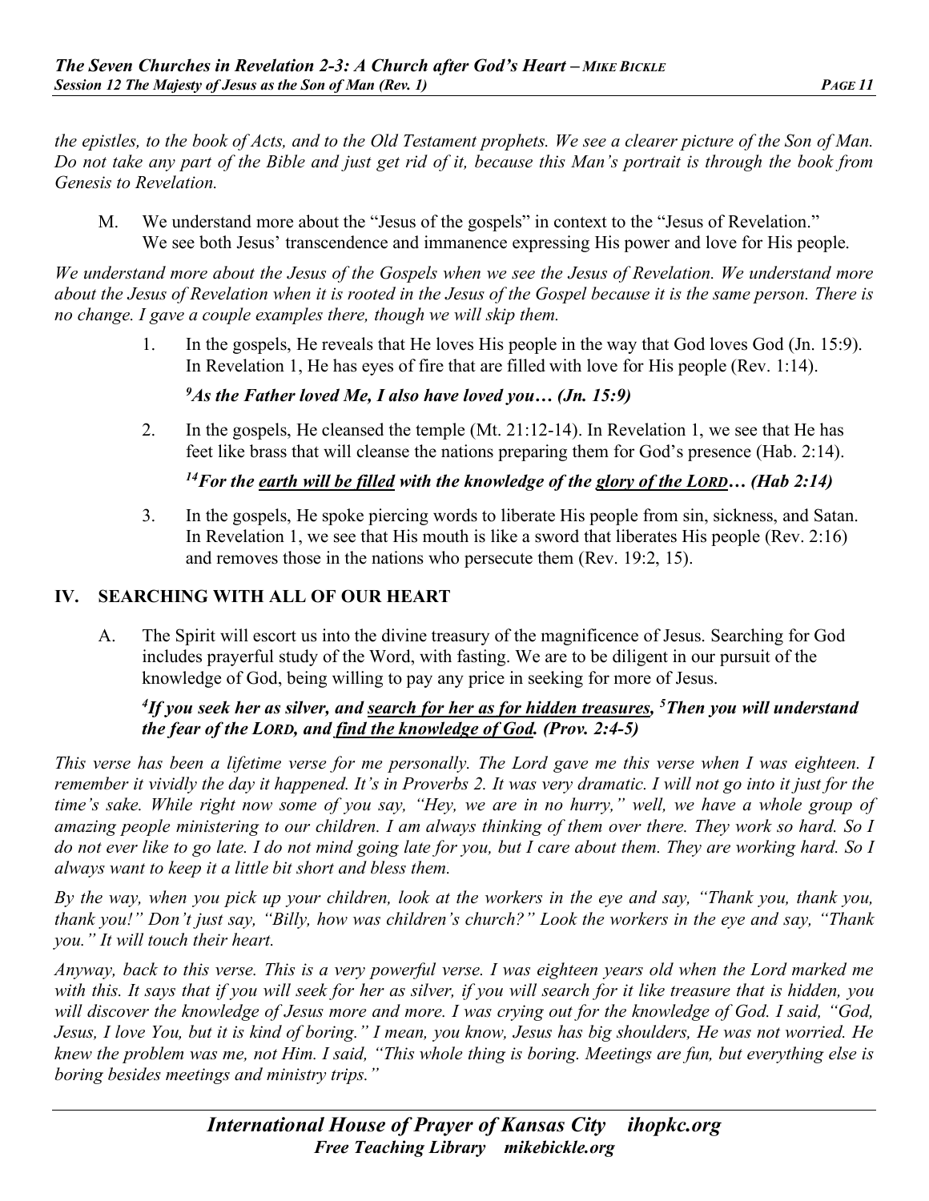*the epistles, to the book of Acts, and to the Old Testament prophets. We see a clearer picture of the Son of Man. Do not take any part of the Bible and just get rid of it, because this Man's portrait is through the book from Genesis to Revelation.*

M. We understand more about the "Jesus of the gospels" in context to the "Jesus of Revelation." We see both Jesus' transcendence and immanence expressing His power and love for His people.

*We understand more about the Jesus of the Gospels when we see the Jesus of Revelation. We understand more about the Jesus of Revelation when it is rooted in the Jesus of the Gospel because it is the same person. There is no change. I gave a couple examples there, though we will skip them.*

1. In the gospels, He reveals that He loves His people in the way that God loves God (Jn. 15:9). In Revelation 1, He has eyes of fire that are filled with love for His people (Rev. 1:14).

   ***[9]As the Father loved Me, I also have loved you… (Jn. 15:9)***

2. In the gospels, He cleansed the temple (Mt. 21:12-14). In Revelation 1, we see that He has feet like brass that will cleanse the nations preparing them for God's presence (Hab. 2:14).

   ***[14]For the <u>earth will be filled</u> with the knowledge of the <u>glory of the LORD</u>… (Hab 2:14)***

3. In the gospels, He spoke piercing words to liberate His people from sin, sickness, and Satan. In Revelation 1, we see that His mouth is like a sword that liberates His people (Rev. 2:16) and removes those in the nations who persecute them (Rev. 19:2, 15).

## IV. SEARCHING WITH ALL OF OUR HEART

A. The Spirit will escort us into the divine treasury of the magnificence of Jesus. Searching for God includes prayerful study of the Word, with fasting. We are to be diligent in our pursuit of the knowledge of God, being willing to pay any price in seeking for more of Jesus.

   ***[4]If you seek her as silver, and <u>search for her as for hidden treasures</u>, [5]Then you will understand the fear of the LORD, and <u>find the knowledge of God</u>. (Prov. 2:4-5)***

*This verse has been a lifetime verse for me personally. The Lord gave me this verse when I was eighteen. I remember it vividly the day it happened. It's in Proverbs 2. It was very dramatic. I will not go into it just for the time's sake. While right now some of you say, "Hey, we are in no hurry," well, we have a whole group of amazing people ministering to our children. I am always thinking of them over there. They work so hard. So I do not ever like to go late. I do not mind going late for you, but I care about them. They are working hard. So I always want to keep it a little bit short and bless them.*

*By the way, when you pick up your children, look at the workers in the eye and say, "Thank you, thank you, thank you!" Don't just say, "Billy, how was children's church?" Look the workers in the eye and say, "Thank you." It will touch their heart.*

*Anyway, back to this verse. This is a very powerful verse. I was eighteen years old when the Lord marked me with this. It says that if you will seek for her as silver, if you will search for it like treasure that is hidden, you will discover the knowledge of Jesus more and more. I was crying out for the knowledge of God. I said, "God, Jesus, I love You, but it is kind of boring." I mean, you know, Jesus has big shoulders, He was not worried. He knew the problem was me, not Him. I said, "This whole thing is boring. Meetings are fun, but everything else is boring besides meetings and ministry trips."*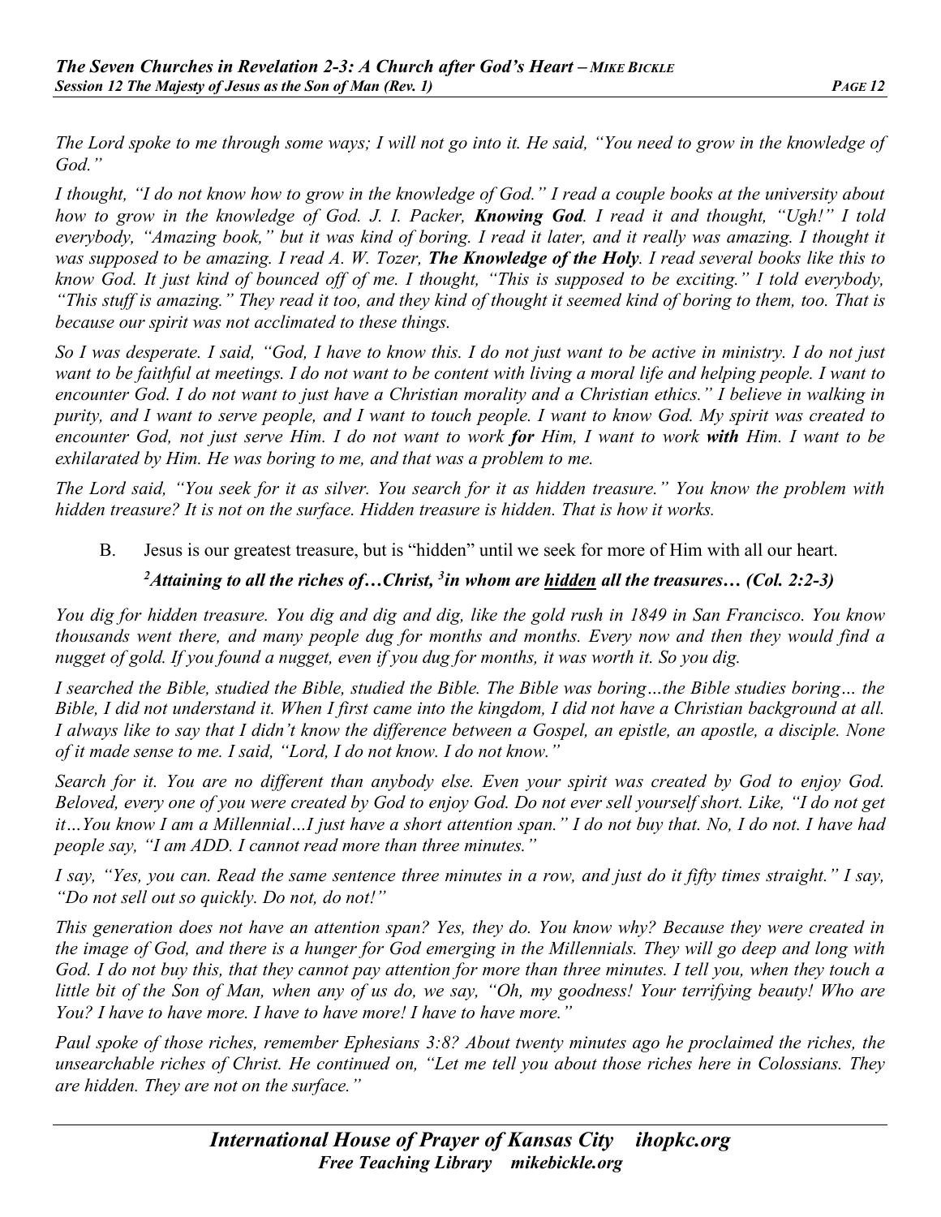*The Lord spoke to me through some ways; I will not go into it. He said, "You need to grow in the knowledge of God."*

*I thought, "I do not know how to grow in the knowledge of God." I read a couple books at the university about how to grow in the knowledge of God. J. I. Packer, **Knowing God**. I read it and thought, "Ugh!" I told everybody, "Amazing book," but it was kind of boring. I read it later, and it really was amazing. I thought it was supposed to be amazing. I read A. W. Tozer, **The Knowledge of the Holy**. I read several books like this to know God. It just kind of bounced off of me. I thought, "This is supposed to be exciting." I told everybody, "This stuff is amazing." They read it too, and they kind of thought it seemed kind of boring to them, too. That is because our spirit was not acclimated to these things.*

*So I was desperate. I said, "God, I have to know this. I do not just want to be active in ministry. I do not just want to be faithful at meetings. I do not want to be content with living a moral life and helping people. I want to encounter God. I do not want to just have a Christian morality and a Christian ethics." I believe in walking in purity, and I want to serve people, and I want to touch people. I want to know God. My spirit was created to encounter God, not just serve Him. I do not want to work **for** Him, I want to work **with** Him. I want to be exhilarated by Him. He was boring to me, and that was a problem to me.*

*The Lord said, "You seek for it as silver. You search for it as hidden treasure." You know the problem with hidden treasure? It is not on the surface. Hidden treasure is hidden. That is how it works.*

B. Jesus is our greatest treasure, but is "hidden" until we seek for more of Him with all our heart.

***[2]Attaining to all the riches of…Christ, [3]in whom are <u>hidden</u> all the treasures… (Col. 2:2-3)***

*You dig for hidden treasure. You dig and dig and dig, like the gold rush in 1849 in San Francisco. You know thousands went there, and many people dug for months and months. Every now and then they would find a nugget of gold. If you found a nugget, even if you dug for months, it was worth it. So you dig.*

*I searched the Bible, studied the Bible, studied the Bible. The Bible was boring…the Bible studies boring… the Bible, I did not understand it. When I first came into the kingdom, I did not have a Christian background at all. I always like to say that I didn't know the difference between a Gospel, an epistle, an apostle, a disciple. None of it made sense to me. I said, "Lord, I do not know. I do not know."*

*Search for it. You are no different than anybody else. Even your spirit was created by God to enjoy God. Beloved, every one of you were created by God to enjoy God. Do not ever sell yourself short. Like, "I do not get it…You know I am a Millennial…I just have a short attention span." I do not buy that. No, I do not. I have had people say, "I am ADD. I cannot read more than three minutes."*

*I say, "Yes, you can. Read the same sentence three minutes in a row, and just do it fifty times straight." I say, "Do not sell out so quickly. Do not, do not!"*

*This generation does not have an attention span? Yes, they do. You know why? Because they were created in the image of God, and there is a hunger for God emerging in the Millennials. They will go deep and long with God. I do not buy this, that they cannot pay attention for more than three minutes. I tell you, when they touch a little bit of the Son of Man, when any of us do, we say, "Oh, my goodness! Your terrifying beauty! Who are You? I have to have more. I have to have more! I have to have more."*

*Paul spoke of those riches, remember Ephesians 3:8? About twenty minutes ago he proclaimed the riches, the unsearchable riches of Christ. He continued on, "Let me tell you about those riches here in Colossians. They are hidden. They are not on the surface."*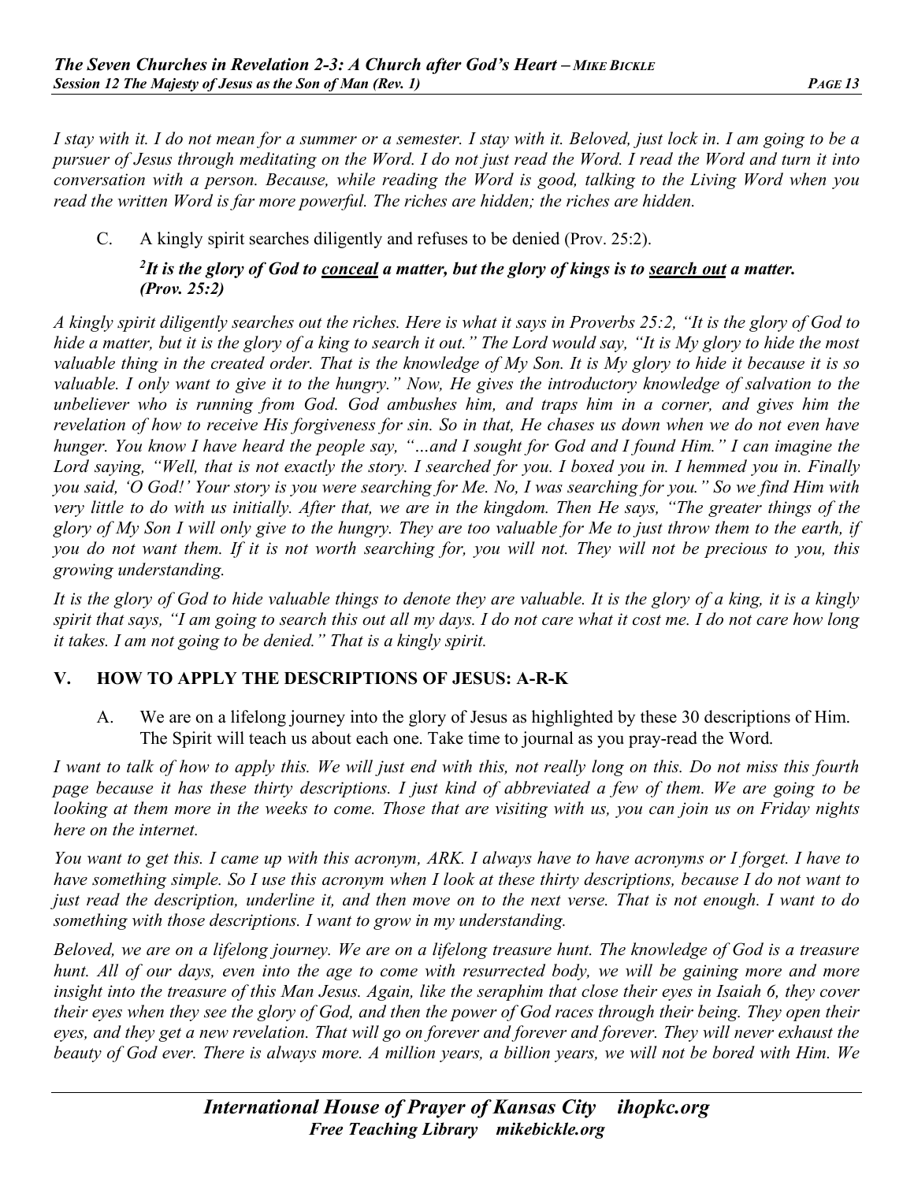*I stay with it. I do not mean for a summer or a semester. I stay with it. Beloved, just lock in. I am going to be a pursuer of Jesus through meditating on the Word. I do not just read the Word. I read the Word and turn it into conversation with a person. Because, while reading the Word is good, talking to the Living Word when you read the written Word is far more powerful. The riches are hidden; the riches are hidden.*

C. A kingly spirit searches diligently and refuses to be denied (Prov. 25:2).

> ***[2]It is the glory of God to <u>conceal</u> a matter, but the glory of kings is to <u>search out</u> a matter. (Prov. 25:2)***

*A kingly spirit diligently searches out the riches. Here is what it says in Proverbs 25:2, "It is the glory of God to hide a matter, but it is the glory of a king to search it out." The Lord would say, "It is My glory to hide the most valuable thing in the created order. That is the knowledge of My Son. It is My glory to hide it because it is so valuable. I only want to give it to the hungry." Now, He gives the introductory knowledge of salvation to the unbeliever who is running from God. God ambushes him, and traps him in a corner, and gives him the revelation of how to receive His forgiveness for sin. So in that, He chases us down when we do not even have hunger. You know I have heard the people say, "…and I sought for God and I found Him." I can imagine the Lord saying, "Well, that is not exactly the story. I searched for you. I boxed you in. I hemmed you in. Finally you said, 'O God!' Your story is you were searching for Me. No, I was searching for you." So we find Him with very little to do with us initially. After that, we are in the kingdom. Then He says, "The greater things of the glory of My Son I will only give to the hungry. They are too valuable for Me to just throw them to the earth, if you do not want them. If it is not worth searching for, you will not. They will not be precious to you, this growing understanding.*

*It is the glory of God to hide valuable things to denote they are valuable. It is the glory of a king, it is a kingly spirit that says, "I am going to search this out all my days. I do not care what it cost me. I do not care how long it takes. I am not going to be denied." That is a kingly spirit.*

## V. HOW TO APPLY THE DESCRIPTIONS OF JESUS: A-R-K

A. We are on a lifelong journey into the glory of Jesus as highlighted by these 30 descriptions of Him. The Spirit will teach us about each one. Take time to journal as you pray-read the Word.

*I want to talk of how to apply this. We will just end with this, not really long on this. Do not miss this fourth page because it has these thirty descriptions. I just kind of abbreviated a few of them. We are going to be looking at them more in the weeks to come. Those that are visiting with us, you can join us on Friday nights here on the internet.*

*You want to get this. I came up with this acronym, ARK. I always have to have acronyms or I forget. I have to have something simple. So I use this acronym when I look at these thirty descriptions, because I do not want to just read the description, underline it, and then move on to the next verse. That is not enough. I want to do something with those descriptions. I want to grow in my understanding.*

*Beloved, we are on a lifelong journey. We are on a lifelong treasure hunt. The knowledge of God is a treasure hunt. All of our days, even into the age to come with resurrected body, we will be gaining more and more insight into the treasure of this Man Jesus. Again, like the seraphim that close their eyes in Isaiah 6, they cover their eyes when they see the glory of God, and then the power of God races through their being. They open their eyes, and they get a new revelation. That will go on forever and forever and forever. They will never exhaust the beauty of God ever. There is always more. A million years, a billion years, we will not be bored with Him. We*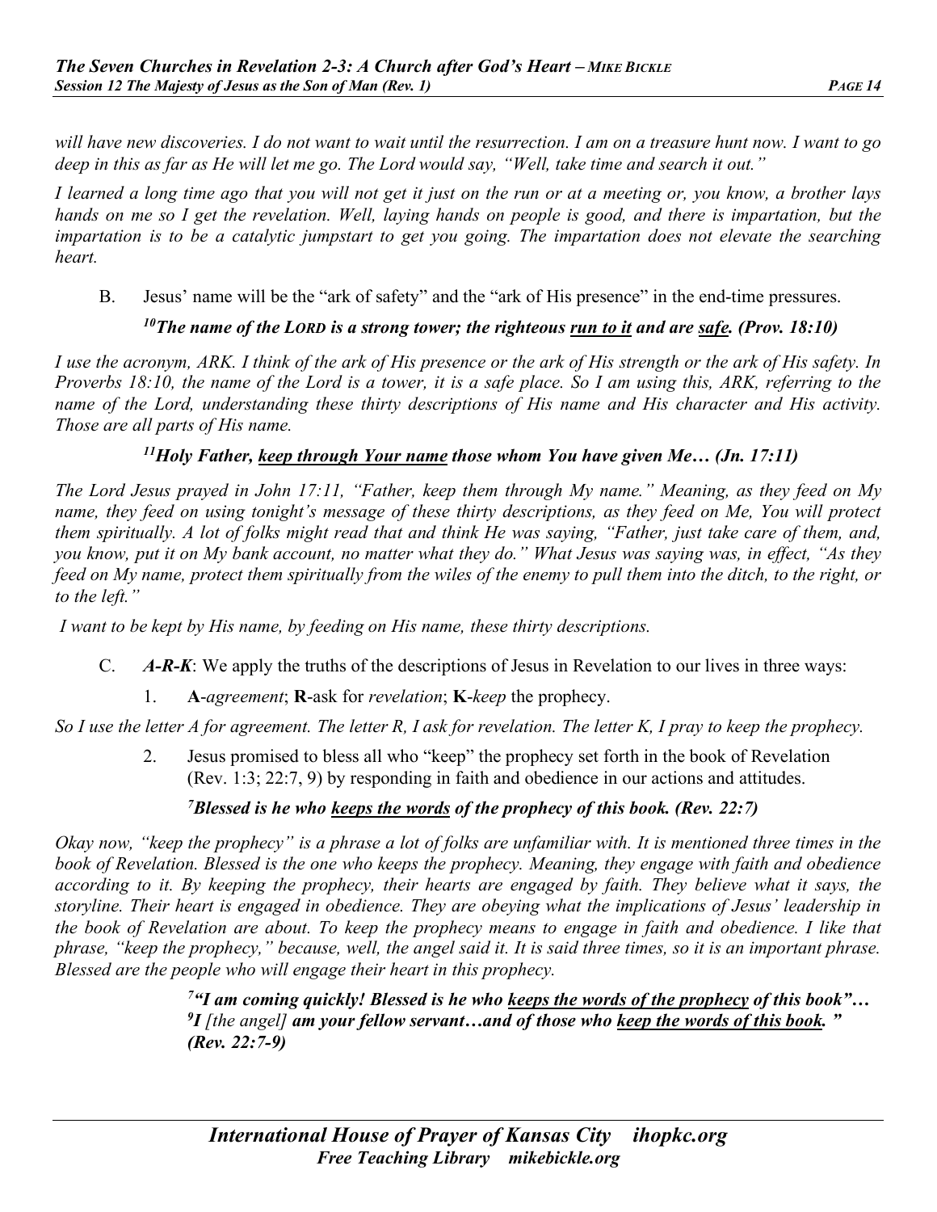*will have new discoveries. I do not want to wait until the resurrection. I am on a treasure hunt now. I want to go deep in this as far as He will let me go. The Lord would say, "Well, take time and search it out."*

*I learned a long time ago that you will not get it just on the run or at a meeting or, you know, a brother lays hands on me so I get the revelation. Well, laying hands on people is good, and there is impartation, but the impartation is to be a catalytic jumpstart to get you going. The impartation does not elevate the searching heart.*

B. Jesus' name will be the "ark of safety" and the "ark of His presence" in the end-time pressures.

> ***[10]The name of the LORD is a strong tower; the righteous <u>run to it</u> and are <u>safe</u>. (Prov. 18:10)***

*I use the acronym, ARK. I think of the ark of His presence or the ark of His strength or the ark of His safety. In Proverbs 18:10, the name of the Lord is a tower, it is a safe place. So I am using this, ARK, referring to the name of the Lord, understanding these thirty descriptions of His name and His character and His activity. Those are all parts of His name.*

> ***[11]Holy Father, <u>keep through Your name</u> those whom You have given Me… (Jn. 17:11)***

*The Lord Jesus prayed in John 17:11, "Father, keep them through My name." Meaning, as they feed on My name, they feed on using tonight's message of these thirty descriptions, as they feed on Me, You will protect them spiritually. A lot of folks might read that and think He was saying, "Father, just take care of them, and, you know, put it on My bank account, no matter what they do." What Jesus was saying was, in effect, "As they feed on My name, protect them spiritually from the wiles of the enemy to pull them into the ditch, to the right, or to the left."*

*I want to be kept by His name, by feeding on His name, these thirty descriptions.*

C. ***A-R-K***: We apply the truths of the descriptions of Jesus in Revelation to our lives in three ways:

1. **A**-*agreement*; **R**-ask for *revelation*; **K**-*keep* the prophecy.

*So I use the letter A for agreement. The letter R, I ask for revelation. The letter K, I pray to keep the prophecy.*

2. Jesus promised to bless all who "keep" the prophecy set forth in the book of Revelation (Rev. 1:3; 22:7, 9) by responding in faith and obedience in our actions and attitudes.

> ***[7]Blessed is he who <u>keeps the words</u> of the prophecy of this book. (Rev. 22:7)***

*Okay now, "keep the prophecy" is a phrase a lot of folks are unfamiliar with. It is mentioned three times in the book of Revelation. Blessed is the one who keeps the prophecy. Meaning, they engage with faith and obedience according to it. By keeping the prophecy, their hearts are engaged by faith. They believe what it says, the storyline. Their heart is engaged in obedience. They are obeying what the implications of Jesus' leadership in the book of Revelation are about. To keep the prophecy means to engage in faith and obedience. I like that phrase, "keep the prophecy," because, well, the angel said it. It is said three times, so it is an important phrase. Blessed are the people who will engage their heart in this prophecy.*

> ***[7]"I am coming quickly! Blessed is he who <u>keeps the words of the prophecy</u> of this book"… [9]I*** *[the angel]* ***am your fellow servant…and of those who <u>keep the words of this book</u>." (Rev. 22:7-9)***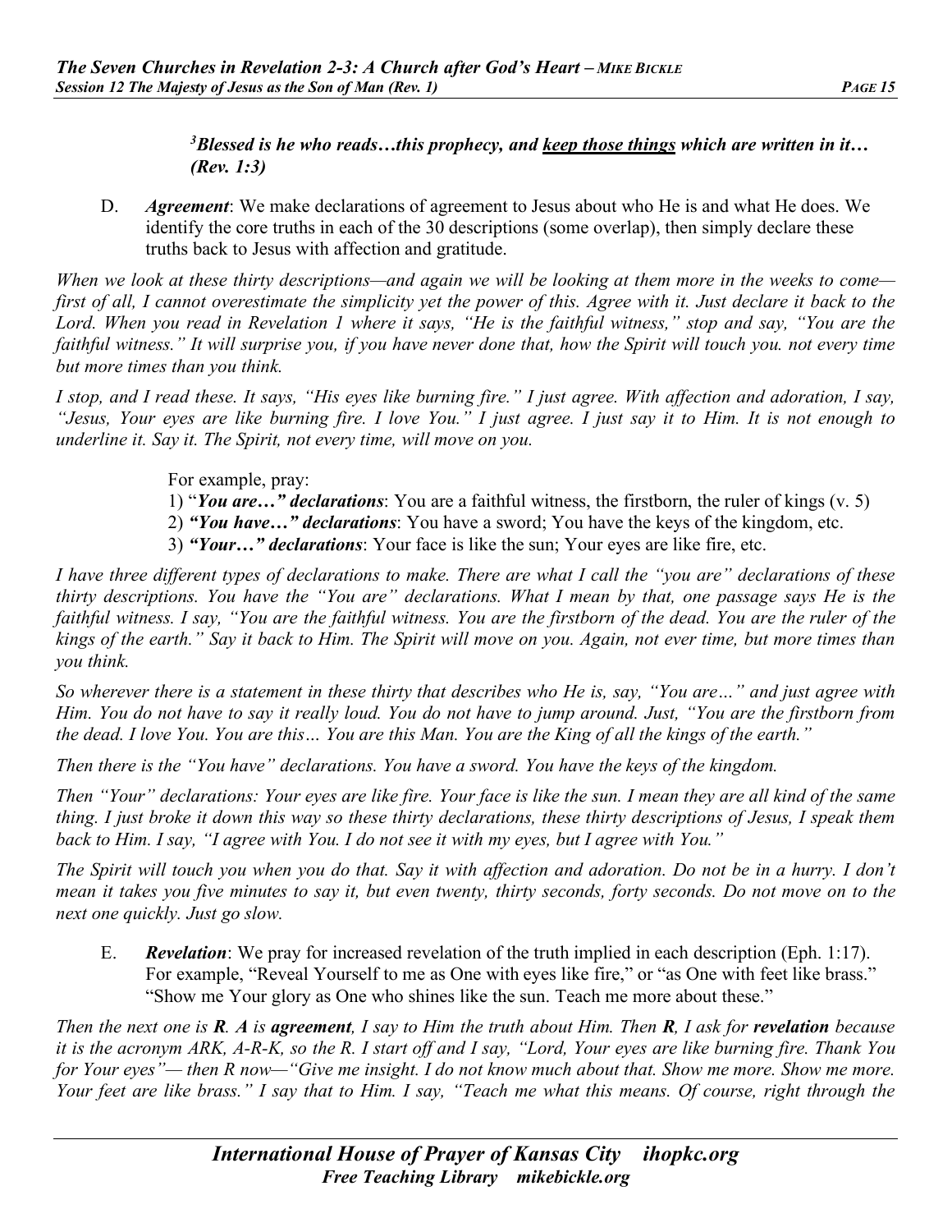***[3]Blessed is he who reads…this prophecy, and <u>keep those things</u> which are written in it… (Rev. 1:3)***

D. ***Agreement***: We make declarations of agreement to Jesus about who He is and what He does. We identify the core truths in each of the 30 descriptions (some overlap), then simply declare these truths back to Jesus with affection and gratitude.

*When we look at these thirty descriptions—and again we will be looking at them more in the weeks to come—first of all, I cannot overestimate the simplicity yet the power of this. Agree with it. Just declare it back to the Lord. When you read in Revelation 1 where it says, "He is the faithful witness," stop and say, "You are the faithful witness." It will surprise you, if you have never done that, how the Spirit will touch you. not every time but more times than you think.*

*I stop, and I read these. It says, "His eyes like burning fire." I just agree. With affection and adoration, I say, "Jesus, Your eyes are like burning fire. I love You." I just agree. I just say it to Him. It is not enough to underline it. Say it. The Spirit, not every time, will move on you.*

For example, pray:

1) "***You are…" declarations***: You are a faithful witness, the firstborn, the ruler of kings (v. 5)
2) ***"You have…" declarations***: You have a sword; You have the keys of the kingdom, etc.
3) ***"Your…" declarations***: Your face is like the sun; Your eyes are like fire, etc.

*I have three different types of declarations to make. There are what I call the "you are" declarations of these thirty descriptions. You have the "You are" declarations. What I mean by that, one passage says He is the faithful witness. I say, "You are the faithful witness. You are the firstborn of the dead. You are the ruler of the kings of the earth." Say it back to Him. The Spirit will move on you. Again, not ever time, but more times than you think.*

*So wherever there is a statement in these thirty that describes who He is, say, "You are…" and just agree with Him. You do not have to say it really loud. You do not have to jump around. Just, "You are the firstborn from the dead. I love You. You are this… You are this Man. You are the King of all the kings of the earth."*

*Then there is the "You have" declarations. You have a sword. You have the keys of the kingdom.*

*Then "Your" declarations: Your eyes are like fire. Your face is like the sun. I mean they are all kind of the same thing. I just broke it down this way so these thirty declarations, these thirty descriptions of Jesus, I speak them back to Him. I say, "I agree with You. I do not see it with my eyes, but I agree with You."*

*The Spirit will touch you when you do that. Say it with affection and adoration. Do not be in a hurry. I don't mean it takes you five minutes to say it, but even twenty, thirty seconds, forty seconds. Do not move on to the next one quickly. Just go slow.*

E. ***Revelation***: We pray for increased revelation of the truth implied in each description (Eph. 1:17). For example, "Reveal Yourself to me as One with eyes like fire," or "as One with feet like brass." "Show me Your glory as One who shines like the sun. Teach me more about these."

*Then the next one is **R**. **A** is **agreement**, I say to Him the truth about Him. Then **R**, I ask for **revelation** because it is the acronym ARK, A-R-K, so the R. I start off and I say, "Lord, Your eyes are like burning fire. Thank You for Your eyes"— then R now—"Give me insight. I do not know much about that. Show me more. Show me more. Your feet are like brass." I say that to Him. I say, "Teach me what this means. Of course, right through the*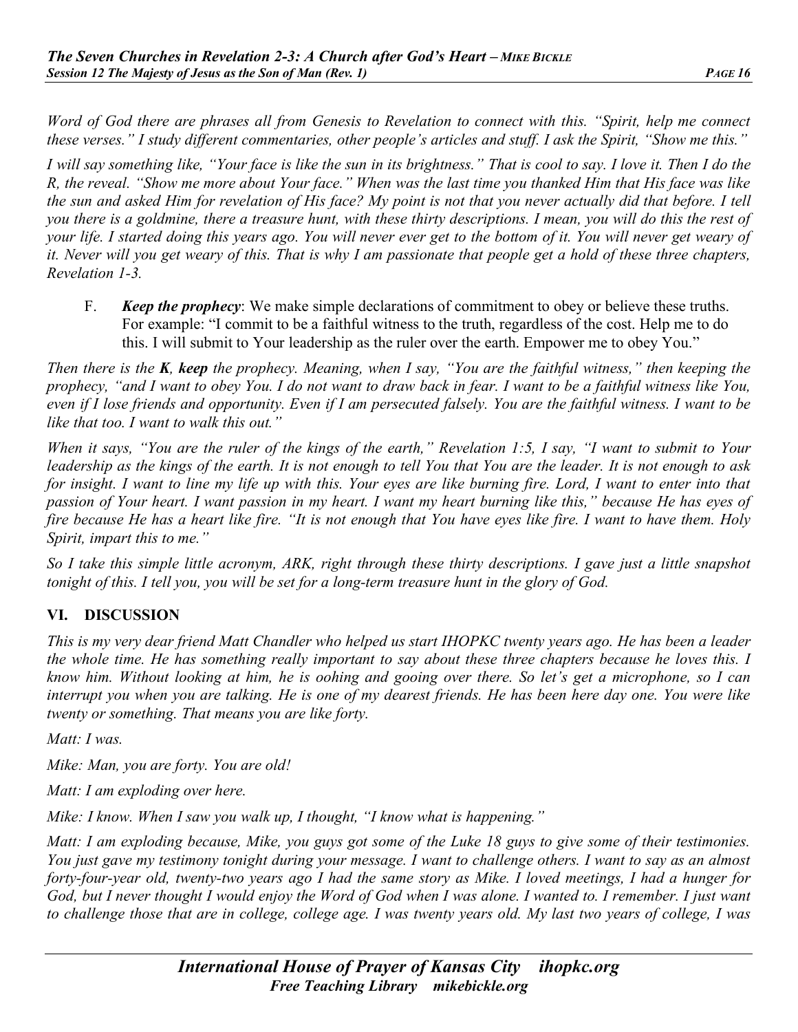*Word of God there are phrases all from Genesis to Revelation to connect with this. "Spirit, help me connect these verses." I study different commentaries, other people's articles and stuff. I ask the Spirit, "Show me this."*

*I will say something like, "Your face is like the sun in its brightness." That is cool to say. I love it. Then I do the R, the reveal. "Show me more about Your face." When was the last time you thanked Him that His face was like the sun and asked Him for revelation of His face? My point is not that you never actually did that before. I tell you there is a goldmine, there a treasure hunt, with these thirty descriptions. I mean, you will do this the rest of your life. I started doing this years ago. You will never ever get to the bottom of it. You will never get weary of it. Never will you get weary of this. That is why I am passionate that people get a hold of these three chapters, Revelation 1-3.*

F. ***Keep the prophecy***: We make simple declarations of commitment to obey or believe these truths. For example: "I commit to be a faithful witness to the truth, regardless of the cost. Help me to do this. I will submit to Your leadership as the ruler over the earth. Empower me to obey You."

*Then there is the **K**, **keep** the prophecy. Meaning, when I say, "You are the faithful witness," then keeping the prophecy, "and I want to obey You. I do not want to draw back in fear. I want to be a faithful witness like You, even if I lose friends and opportunity. Even if I am persecuted falsely. You are the faithful witness. I want to be like that too. I want to walk this out."*

*When it says, "You are the ruler of the kings of the earth," Revelation 1:5, I say, "I want to submit to Your leadership as the kings of the earth. It is not enough to tell You that You are the leader. It is not enough to ask for insight. I want to line my life up with this. Your eyes are like burning fire. Lord, I want to enter into that passion of Your heart. I want passion in my heart. I want my heart burning like this," because He has eyes of fire because He has a heart like fire. "It is not enough that You have eyes like fire. I want to have them. Holy Spirit, impart this to me."*

*So I take this simple little acronym, ARK, right through these thirty descriptions. I gave just a little snapshot tonight of this. I tell you, you will be set for a long-term treasure hunt in the glory of God.*

## VI. DISCUSSION

*This is my very dear friend Matt Chandler who helped us start IHOPKC twenty years ago. He has been a leader the whole time. He has something really important to say about these three chapters because he loves this. I know him. Without looking at him, he is oohing and gooing over there. So let's get a microphone, so I can interrupt you when you are talking. He is one of my dearest friends. He has been here day one. You were like twenty or something. That means you are like forty.*

*Matt: I was.*

*Mike: Man, you are forty. You are old!*

*Matt: I am exploding over here.*

*Mike: I know. When I saw you walk up, I thought, "I know what is happening."*

*Matt: I am exploding because, Mike, you guys got some of the Luke 18 guys to give some of their testimonies. You just gave my testimony tonight during your message. I want to challenge others. I want to say as an almost forty-four-year old, twenty-two years ago I had the same story as Mike. I loved meetings, I had a hunger for God, but I never thought I would enjoy the Word of God when I was alone. I wanted to. I remember. I just want to challenge those that are in college, college age. I was twenty years old. My last two years of college, I was*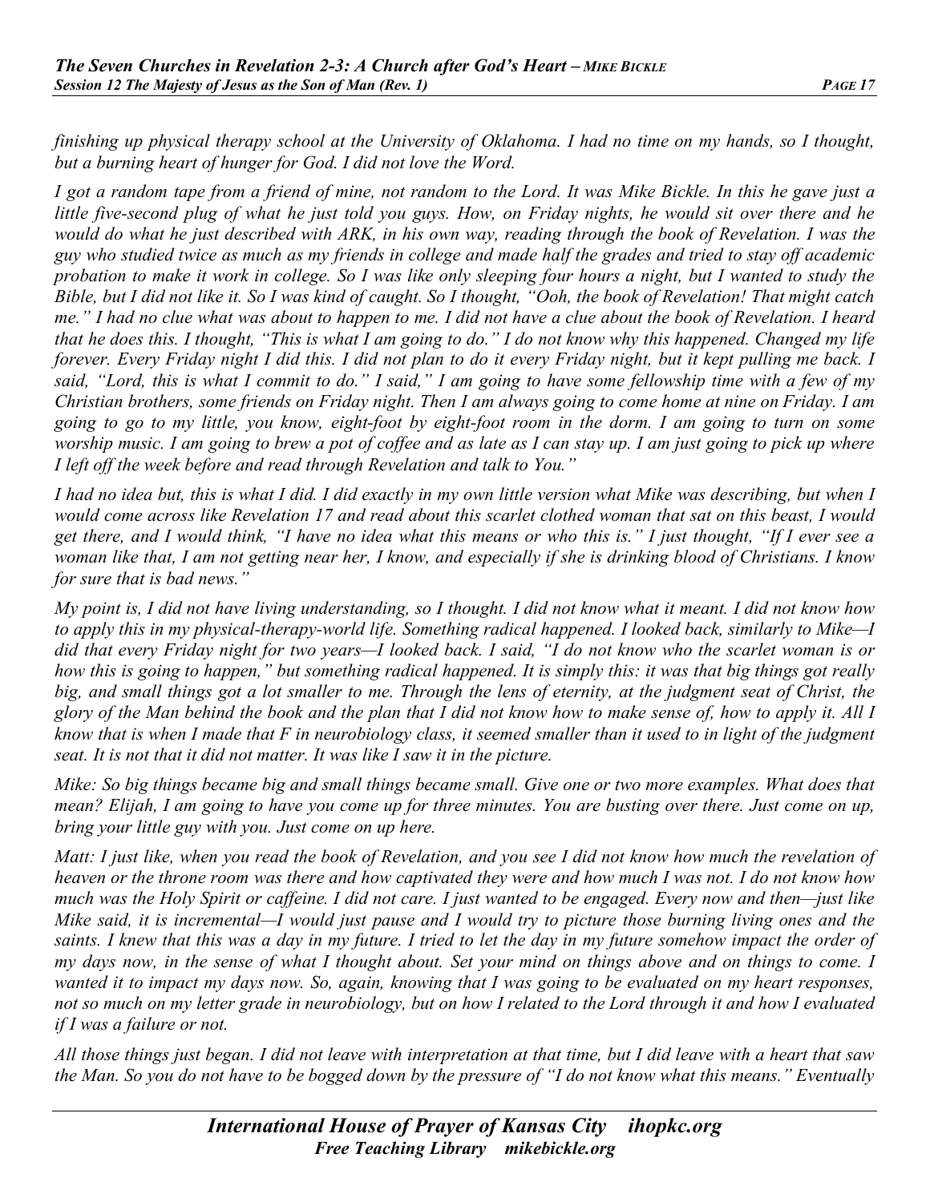*finishing up physical therapy school at the University of Oklahoma. I had no time on my hands, so I thought, but a burning heart of hunger for God. I did not love the Word.*

*I got a random tape from a friend of mine, not random to the Lord. It was Mike Bickle. In this he gave just a little five-second plug of what he just told you guys. How, on Friday nights, he would sit over there and he would do what he just described with ARK, in his own way, reading through the book of Revelation. I was the guy who studied twice as much as my friends in college and made half the grades and tried to stay off academic probation to make it work in college. So I was like only sleeping four hours a night, but I wanted to study the Bible, but I did not like it. So I was kind of caught. So I thought, "Ooh, the book of Revelation! That might catch me." I had no clue what was about to happen to me. I did not have a clue about the book of Revelation. I heard that he does this. I thought, "This is what I am going to do." I do not know why this happened. Changed my life forever. Every Friday night I did this. I did not plan to do it every Friday night, but it kept pulling me back. I said, "Lord, this is what I commit to do." I said," I am going to have some fellowship time with a few of my Christian brothers, some friends on Friday night. Then I am always going to come home at nine on Friday. I am going to go to my little, you know, eight-foot by eight-foot room in the dorm. I am going to turn on some worship music. I am going to brew a pot of coffee and as late as I can stay up. I am just going to pick up where I left off the week before and read through Revelation and talk to You."*

*I had no idea but, this is what I did. I did exactly in my own little version what Mike was describing, but when I would come across like Revelation 17 and read about this scarlet clothed woman that sat on this beast, I would get there, and I would think, "I have no idea what this means or who this is." I just thought, "If I ever see a woman like that, I am not getting near her, I know, and especially if she is drinking blood of Christians. I know for sure that is bad news."*

*My point is, I did not have living understanding, so I thought. I did not know what it meant. I did not know how to apply this in my physical-therapy-world life. Something radical happened. I looked back, similarly to Mike—I did that every Friday night for two years—I looked back. I said, "I do not know who the scarlet woman is or how this is going to happen," but something radical happened. It is simply this: it was that big things got really big, and small things got a lot smaller to me. Through the lens of eternity, at the judgment seat of Christ, the glory of the Man behind the book and the plan that I did not know how to make sense of, how to apply it. All I know that is when I made that F in neurobiology class, it seemed smaller than it used to in light of the judgment seat. It is not that it did not matter. It was like I saw it in the picture.*

*Mike: So big things became big and small things became small. Give one or two more examples. What does that mean? Elijah, I am going to have you come up for three minutes. You are busting over there. Just come on up, bring your little guy with you. Just come on up here.*

*Matt: I just like, when you read the book of Revelation, and you see I did not know how much the revelation of heaven or the throne room was there and how captivated they were and how much I was not. I do not know how much was the Holy Spirit or caffeine. I did not care. I just wanted to be engaged. Every now and then—just like Mike said, it is incremental—I would just pause and I would try to picture those burning living ones and the saints. I knew that this was a day in my future. I tried to let the day in my future somehow impact the order of my days now, in the sense of what I thought about. Set your mind on things above and on things to come. I wanted it to impact my days now. So, again, knowing that I was going to be evaluated on my heart responses, not so much on my letter grade in neurobiology, but on how I related to the Lord through it and how I evaluated if I was a failure or not.*

*All those things just began. I did not leave with interpretation at that time, but I did leave with a heart that saw the Man. So you do not have to be bogged down by the pressure of "I do not know what this means." Eventually*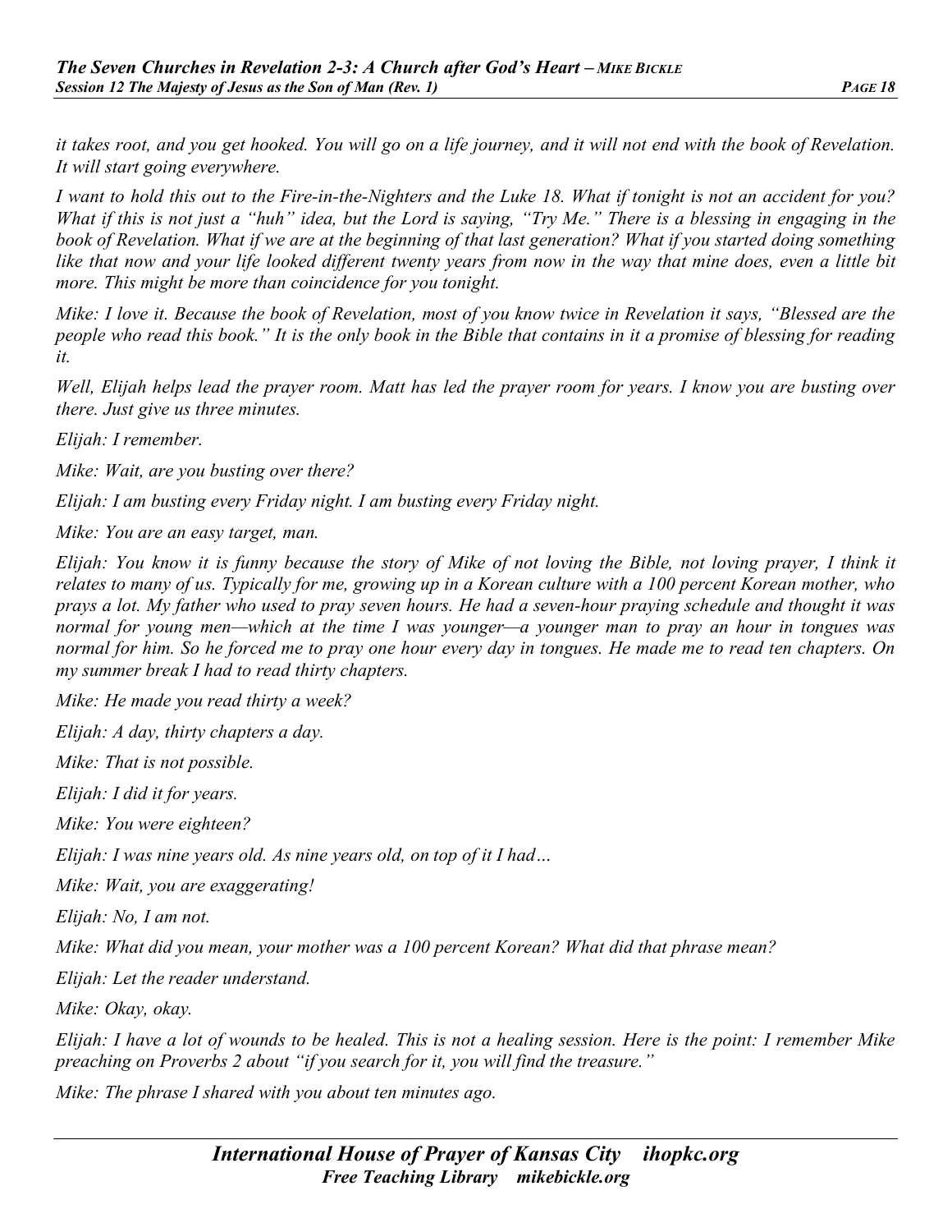*it takes root, and you get hooked. You will go on a life journey, and it will not end with the book of Revelation. It will start going everywhere.*

*I want to hold this out to the Fire-in-the-Nighters and the Luke 18. What if tonight is not an accident for you? What if this is not just a "huh" idea, but the Lord is saying, "Try Me." There is a blessing in engaging in the book of Revelation. What if we are at the beginning of that last generation? What if you started doing something like that now and your life looked different twenty years from now in the way that mine does, even a little bit more. This might be more than coincidence for you tonight.*

*Mike: I love it. Because the book of Revelation, most of you know twice in Revelation it says, "Blessed are the people who read this book." It is the only book in the Bible that contains in it a promise of blessing for reading it.*

*Well, Elijah helps lead the prayer room. Matt has led the prayer room for years. I know you are busting over there. Just give us three minutes.*

*Elijah: I remember.*

*Mike: Wait, are you busting over there?*

*Elijah: I am busting every Friday night. I am busting every Friday night.*

*Mike: You are an easy target, man.*

*Elijah: You know it is funny because the story of Mike of not loving the Bible, not loving prayer, I think it relates to many of us. Typically for me, growing up in a Korean culture with a 100 percent Korean mother, who prays a lot. My father who used to pray seven hours. He had a seven-hour praying schedule and thought it was normal for young men—which at the time I was younger—a younger man to pray an hour in tongues was normal for him. So he forced me to pray one hour every day in tongues. He made me to read ten chapters. On my summer break I had to read thirty chapters.*

*Mike: He made you read thirty a week?*

*Elijah: A day, thirty chapters a day.*

*Mike: That is not possible.*

*Elijah: I did it for years.*

*Mike: You were eighteen?*

*Elijah: I was nine years old. As nine years old, on top of it I had…*

*Mike: Wait, you are exaggerating!*

*Elijah: No, I am not.*

*Mike: What did you mean, your mother was a 100 percent Korean? What did that phrase mean?*

*Elijah: Let the reader understand.*

*Mike: Okay, okay.*

*Elijah: I have a lot of wounds to be healed. This is not a healing session. Here is the point: I remember Mike preaching on Proverbs 2 about "if you search for it, you will find the treasure."*

*Mike: The phrase I shared with you about ten minutes ago.*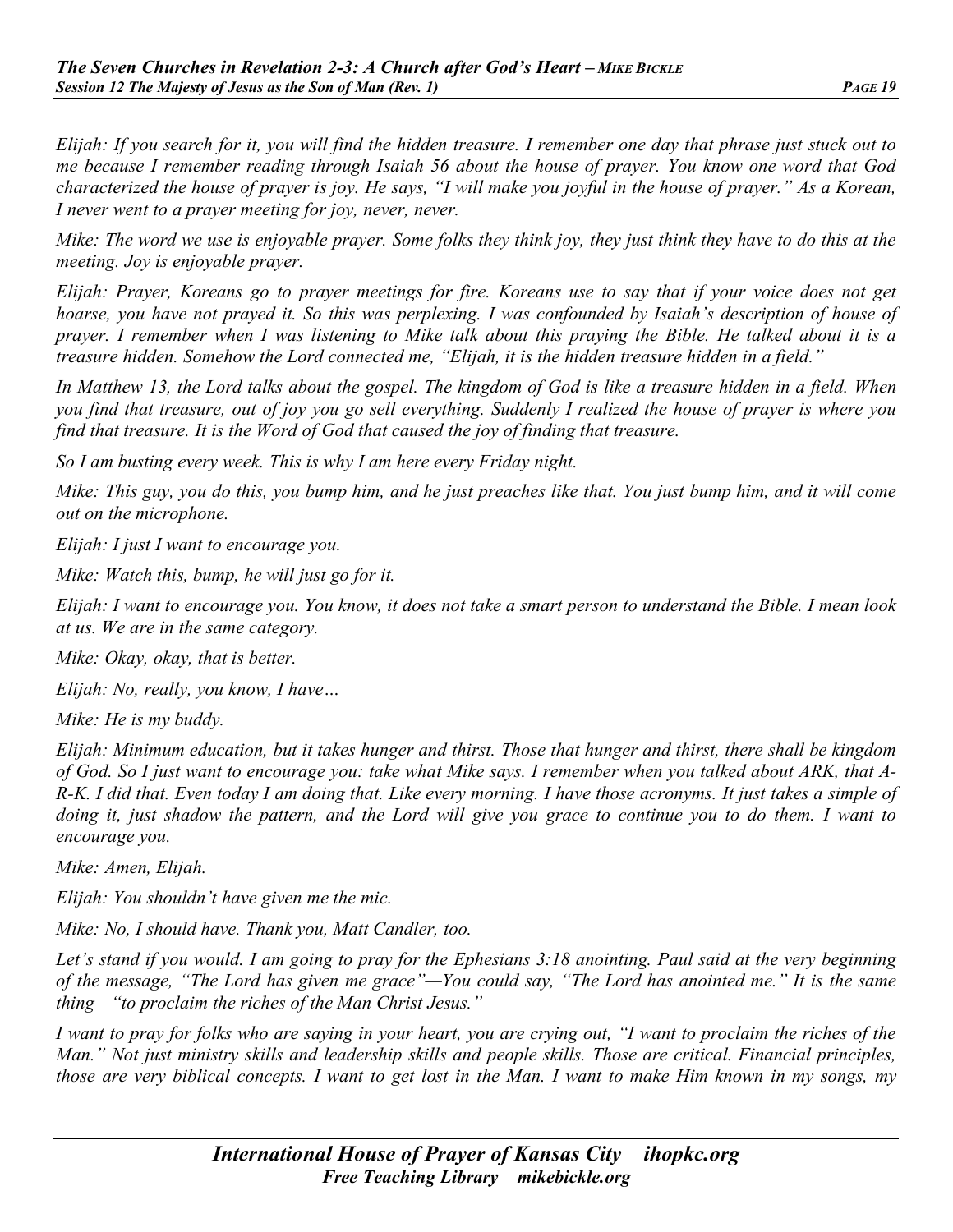*Elijah: If you search for it, you will find the hidden treasure. I remember one day that phrase just stuck out to me because I remember reading through Isaiah 56 about the house of prayer. You know one word that God characterized the house of prayer is joy. He says, "I will make you joyful in the house of prayer." As a Korean, I never went to a prayer meeting for joy, never, never.*

*Mike: The word we use is enjoyable prayer. Some folks they think joy, they just think they have to do this at the meeting. Joy is enjoyable prayer.*

*Elijah: Prayer, Koreans go to prayer meetings for fire. Koreans use to say that if your voice does not get hoarse, you have not prayed it. So this was perplexing. I was confounded by Isaiah's description of house of prayer. I remember when I was listening to Mike talk about this praying the Bible. He talked about it is a treasure hidden. Somehow the Lord connected me, "Elijah, it is the hidden treasure hidden in a field."*

*In Matthew 13, the Lord talks about the gospel. The kingdom of God is like a treasure hidden in a field. When you find that treasure, out of joy you go sell everything. Suddenly I realized the house of prayer is where you find that treasure. It is the Word of God that caused the joy of finding that treasure.*

*So I am busting every week. This is why I am here every Friday night.*

*Mike: This guy, you do this, you bump him, and he just preaches like that. You just bump him, and it will come out on the microphone.*

*Elijah: I just I want to encourage you.*

*Mike: Watch this, bump, he will just go for it.*

*Elijah: I want to encourage you. You know, it does not take a smart person to understand the Bible. I mean look at us. We are in the same category.*

*Mike: Okay, okay, that is better.*

*Elijah: No, really, you know, I have…*

*Mike: He is my buddy.*

*Elijah: Minimum education, but it takes hunger and thirst. Those that hunger and thirst, there shall be kingdom of God. So I just want to encourage you: take what Mike says. I remember when you talked about ARK, that A-R-K. I did that. Even today I am doing that. Like every morning. I have those acronyms. It just takes a simple of doing it, just shadow the pattern, and the Lord will give you grace to continue you to do them. I want to encourage you.*

*Mike: Amen, Elijah.*

*Elijah: You shouldn't have given me the mic.*

*Mike: No, I should have. Thank you, Matt Candler, too.*

*Let's stand if you would. I am going to pray for the Ephesians 3:18 anointing. Paul said at the very beginning of the message, "The Lord has given me grace"—You could say, "The Lord has anointed me." It is the same thing—"to proclaim the riches of the Man Christ Jesus."*

*I want to pray for folks who are saying in your heart, you are crying out, "I want to proclaim the riches of the Man." Not just ministry skills and leadership skills and people skills. Those are critical. Financial principles, those are very biblical concepts. I want to get lost in the Man. I want to make Him known in my songs, my*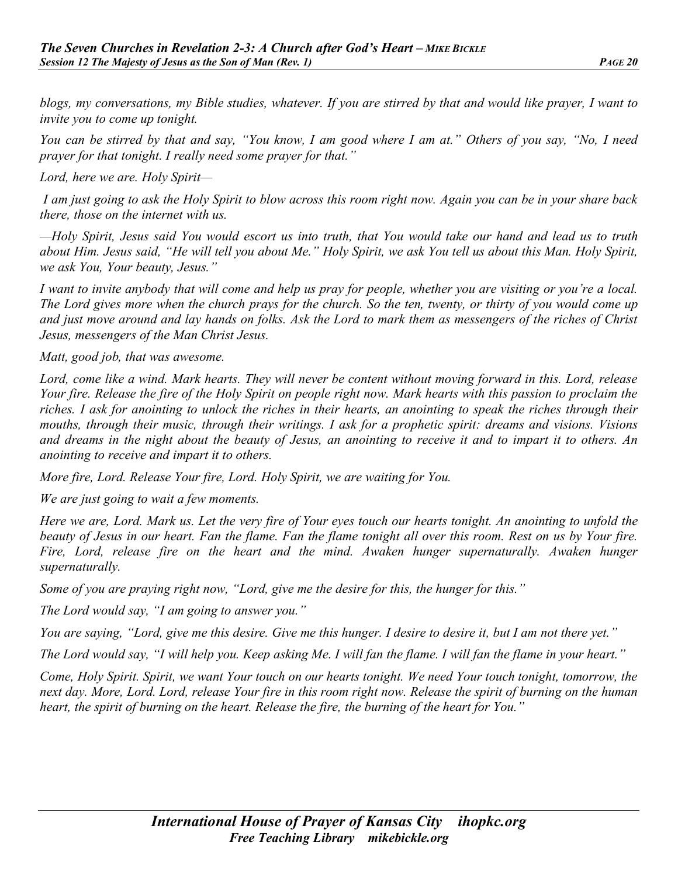*blogs, my conversations, my Bible studies, whatever. If you are stirred by that and would like prayer, I want to invite you to come up tonight.*

*You can be stirred by that and say, "You know, I am good where I am at." Others of you say, "No, I need prayer for that tonight. I really need some prayer for that."*

*Lord, here we are. Holy Spirit—*

*I am just going to ask the Holy Spirit to blow across this room right now. Again you can be in your share back there, those on the internet with us.*

*—Holy Spirit, Jesus said You would escort us into truth, that You would take our hand and lead us to truth about Him. Jesus said, "He will tell you about Me." Holy Spirit, we ask You tell us about this Man. Holy Spirit, we ask You, Your beauty, Jesus."*

*I want to invite anybody that will come and help us pray for people, whether you are visiting or you're a local. The Lord gives more when the church prays for the church. So the ten, twenty, or thirty of you would come up and just move around and lay hands on folks. Ask the Lord to mark them as messengers of the riches of Christ Jesus, messengers of the Man Christ Jesus.*

*Matt, good job, that was awesome.*

*Lord, come like a wind. Mark hearts. They will never be content without moving forward in this. Lord, release Your fire. Release the fire of the Holy Spirit on people right now. Mark hearts with this passion to proclaim the riches. I ask for anointing to unlock the riches in their hearts, an anointing to speak the riches through their mouths, through their music, through their writings. I ask for a prophetic spirit: dreams and visions. Visions and dreams in the night about the beauty of Jesus, an anointing to receive it and to impart it to others. An anointing to receive and impart it to others.*

*More fire, Lord. Release Your fire, Lord. Holy Spirit, we are waiting for You.*

*We are just going to wait a few moments.*

*Here we are, Lord. Mark us. Let the very fire of Your eyes touch our hearts tonight. An anointing to unfold the beauty of Jesus in our heart. Fan the flame. Fan the flame tonight all over this room. Rest on us by Your fire. Fire, Lord, release fire on the heart and the mind. Awaken hunger supernaturally. Awaken hunger supernaturally.*

*Some of you are praying right now, "Lord, give me the desire for this, the hunger for this."*

*The Lord would say, "I am going to answer you."*

*You are saying, "Lord, give me this desire. Give me this hunger. I desire to desire it, but I am not there yet."*

*The Lord would say, "I will help you. Keep asking Me. I will fan the flame. I will fan the flame in your heart."*

*Come, Holy Spirit. Spirit, we want Your touch on our hearts tonight. We need Your touch tonight, tomorrow, the next day. More, Lord. Lord, release Your fire in this room right now. Release the spirit of burning on the human heart, the spirit of burning on the heart. Release the fire, the burning of the heart for You."*